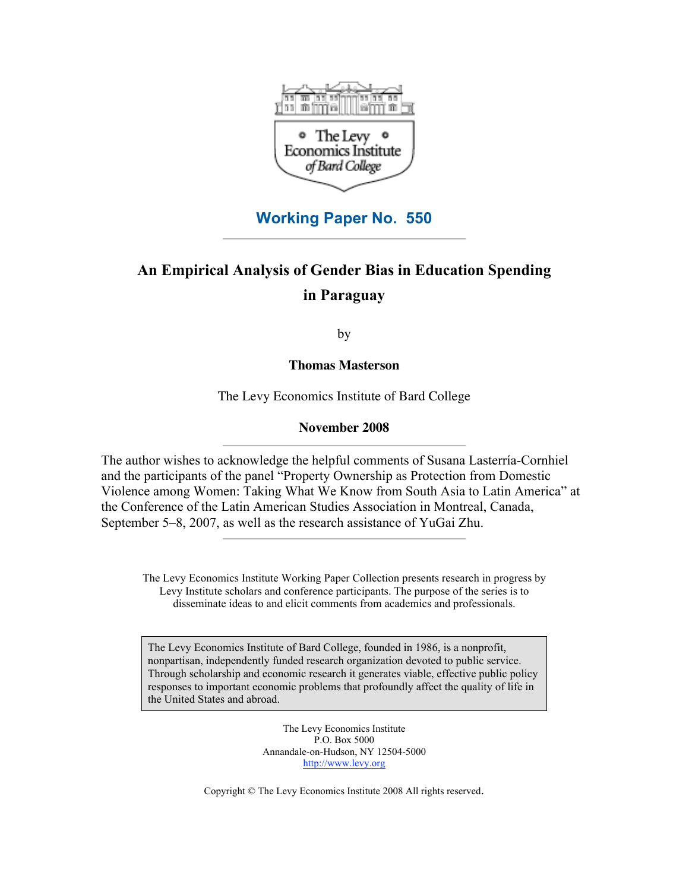The Levy Economics Institute of Bard College

**Working Paper No. 550**

# An Empirical Analysis of Gender Bias in Education Spending in Paraguay

by

**Thomas Masterson**

The Levy Economics Institute of Bard College

**November 2008**

The author wishes to acknowledge the helpful comments of Susana Lasterría-Cornhiel and the participants of the panel "Property Ownership as Protection from Domestic Violence among Women: Taking What We Know from South Asia to Latin America" at the Conference of the Latin American Studies Association in Montreal, Canada, September 5–8, 2007, as well as the research assistance of YuGai Zhu.

The Levy Economics Institute Working Paper Collection presents research in progress by Levy Institute scholars and conference participants. The purpose of the series is to disseminate ideas to and elicit comments from academics and professionals.

The Levy Economics Institute of Bard College, founded in 1986, is a nonprofit, nonpartisan, independently funded research organization devoted to public service. Through scholarship and economic research it generates viable, effective public policy responses to important economic problems that profoundly affect the quality of life in the United States and abroad.

The Levy Economics Institute
P.O. Box 5000
Annandale-on-Hudson, NY 12504-5000
http://www.levy.org

Copyright © The Levy Economics Institute 2008 All rights reserved.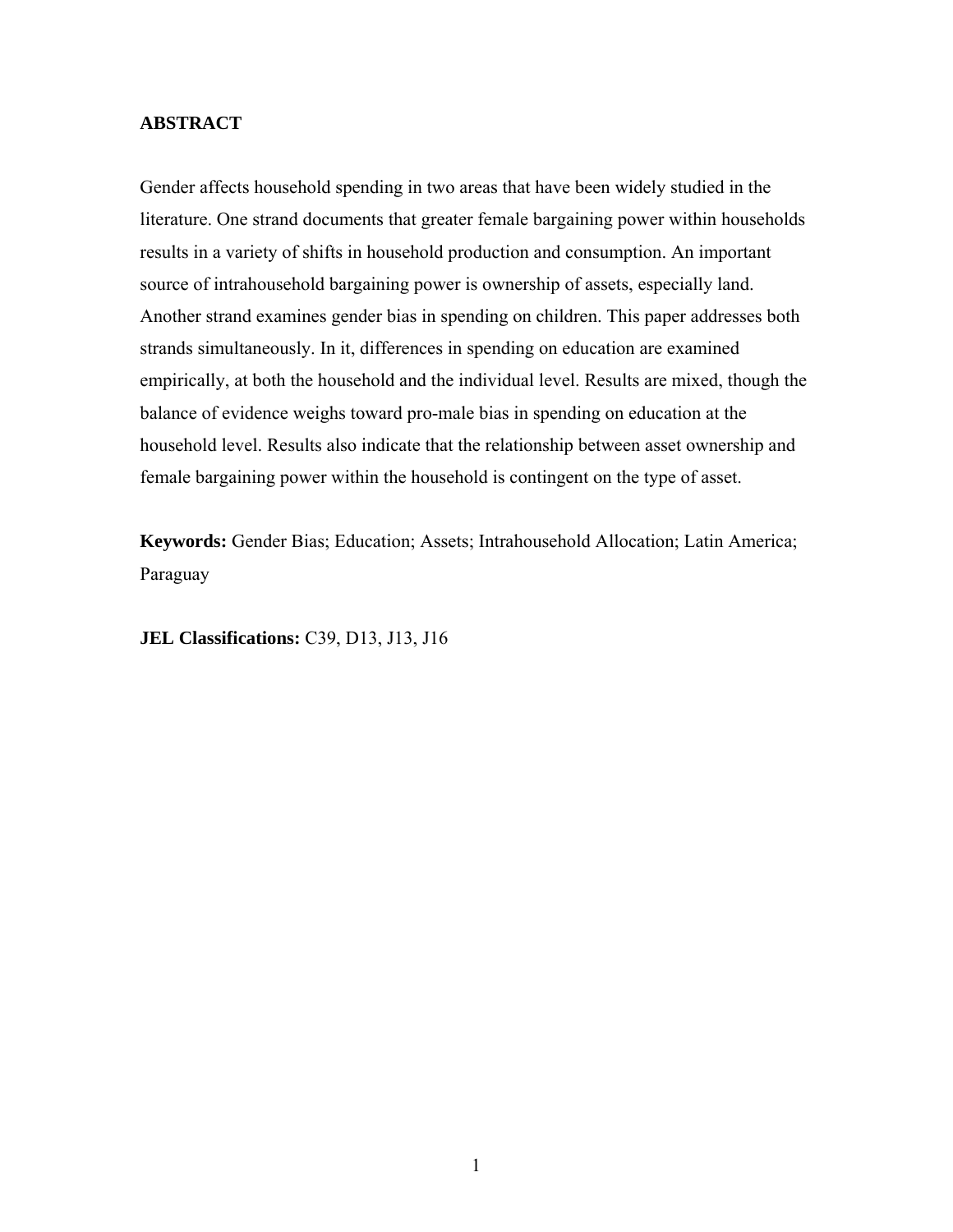## ABSTRACT

Gender affects household spending in two areas that have been widely studied in the literature. One strand documents that greater female bargaining power within households results in a variety of shifts in household production and consumption. An important source of intrahousehold bargaining power is ownership of assets, especially land. Another strand examines gender bias in spending on children. This paper addresses both strands simultaneously. In it, differences in spending on education are examined empirically, at both the household and the individual level. Results are mixed, though the balance of evidence weighs toward pro-male bias in spending on education at the household level. Results also indicate that the relationship between asset ownership and female bargaining power within the household is contingent on the type of asset.

**Keywords:** Gender Bias; Education; Assets; Intrahousehold Allocation; Latin America; Paraguay

**JEL Classifications:** C39, D13, J13, J16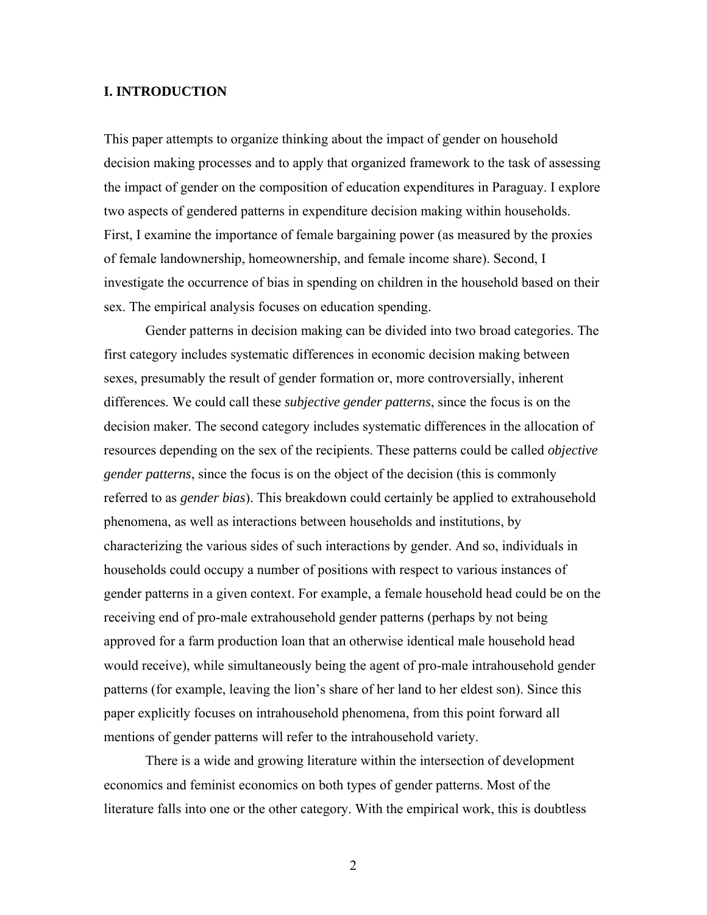## I. INTRODUCTION

This paper attempts to organize thinking about the impact of gender on household decision making processes and to apply that organized framework to the task of assessing the impact of gender on the composition of education expenditures in Paraguay. I explore two aspects of gendered patterns in expenditure decision making within households. First, I examine the importance of female bargaining power (as measured by the proxies of female landownership, homeownership, and female income share). Second, I investigate the occurrence of bias in spending on children in the household based on their sex. The empirical analysis focuses on education spending.

Gender patterns in decision making can be divided into two broad categories. The first category includes systematic differences in economic decision making between sexes, presumably the result of gender formation or, more controversially, inherent differences. We could call these *subjective gender patterns*, since the focus is on the decision maker. The second category includes systematic differences in the allocation of resources depending on the sex of the recipients. These patterns could be called *objective gender patterns*, since the focus is on the object of the decision (this is commonly referred to as *gender bias*). This breakdown could certainly be applied to extrahousehold phenomena, as well as interactions between households and institutions, by characterizing the various sides of such interactions by gender. And so, individuals in households could occupy a number of positions with respect to various instances of gender patterns in a given context. For example, a female household head could be on the receiving end of pro-male extrahousehold gender patterns (perhaps by not being approved for a farm production loan that an otherwise identical male household head would receive), while simultaneously being the agent of pro-male intrahousehold gender patterns (for example, leaving the lion's share of her land to her eldest son). Since this paper explicitly focuses on intrahousehold phenomena, from this point forward all mentions of gender patterns will refer to the intrahousehold variety.

There is a wide and growing literature within the intersection of development economics and feminist economics on both types of gender patterns. Most of the literature falls into one or the other category. With the empirical work, this is doubtless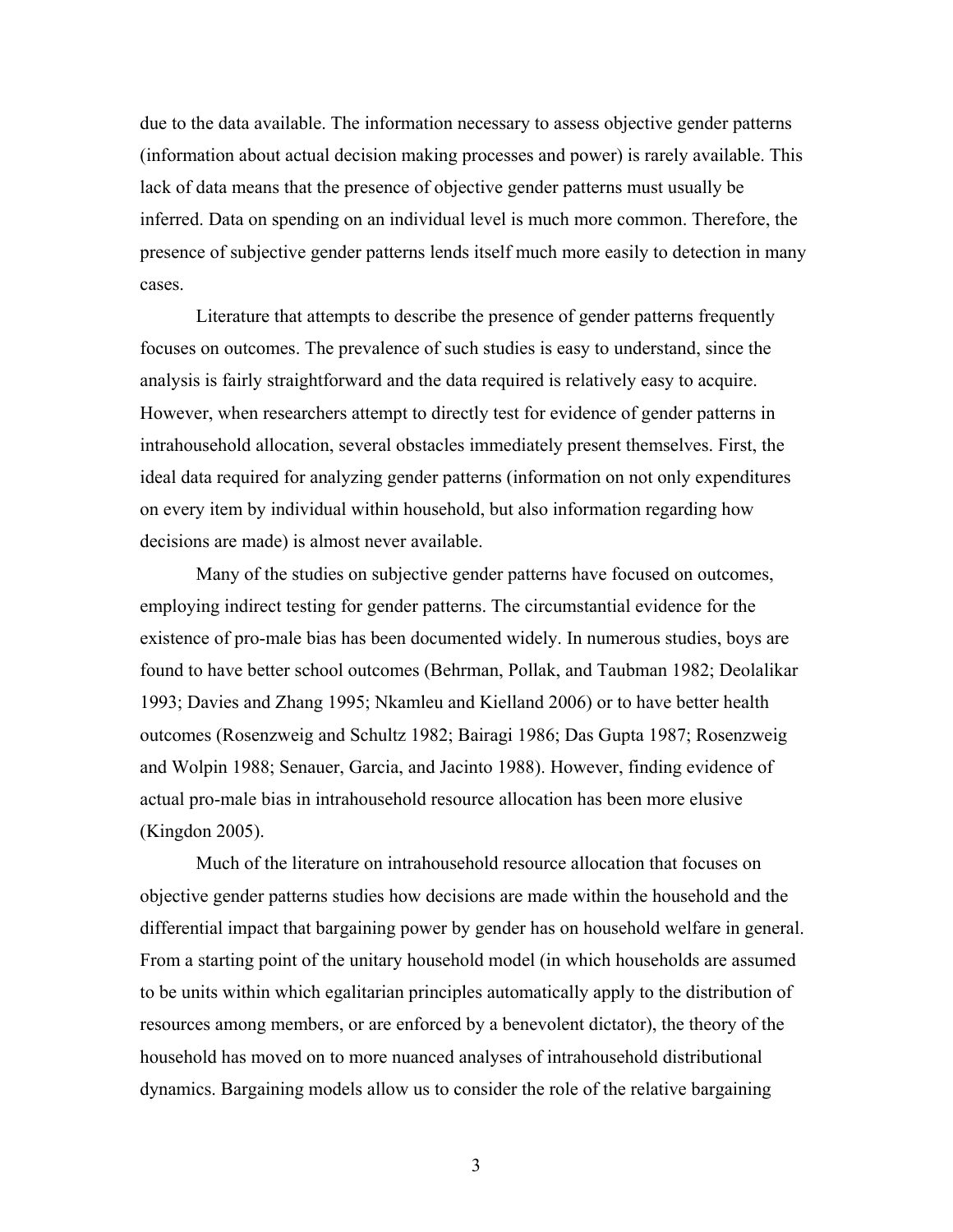due to the data available. The information necessary to assess objective gender patterns (information about actual decision making processes and power) is rarely available. This lack of data means that the presence of objective gender patterns must usually be inferred. Data on spending on an individual level is much more common. Therefore, the presence of subjective gender patterns lends itself much more easily to detection in many cases.

Literature that attempts to describe the presence of gender patterns frequently focuses on outcomes. The prevalence of such studies is easy to understand, since the analysis is fairly straightforward and the data required is relatively easy to acquire. However, when researchers attempt to directly test for evidence of gender patterns in intrahousehold allocation, several obstacles immediately present themselves. First, the ideal data required for analyzing gender patterns (information on not only expenditures on every item by individual within household, but also information regarding how decisions are made) is almost never available.

Many of the studies on subjective gender patterns have focused on outcomes, employing indirect testing for gender patterns. The circumstantial evidence for the existence of pro-male bias has been documented widely. In numerous studies, boys are found to have better school outcomes (Behrman, Pollak, and Taubman 1982; Deolalikar 1993; Davies and Zhang 1995; Nkamleu and Kielland 2006) or to have better health outcomes (Rosenzweig and Schultz 1982; Bairagi 1986; Das Gupta 1987; Rosenzweig and Wolpin 1988; Senauer, Garcia, and Jacinto 1988). However, finding evidence of actual pro-male bias in intrahousehold resource allocation has been more elusive (Kingdon 2005).

Much of the literature on intrahousehold resource allocation that focuses on objective gender patterns studies how decisions are made within the household and the differential impact that bargaining power by gender has on household welfare in general. From a starting point of the unitary household model (in which households are assumed to be units within which egalitarian principles automatically apply to the distribution of resources among members, or are enforced by a benevolent dictator), the theory of the household has moved on to more nuanced analyses of intrahousehold distributional dynamics. Bargaining models allow us to consider the role of the relative bargaining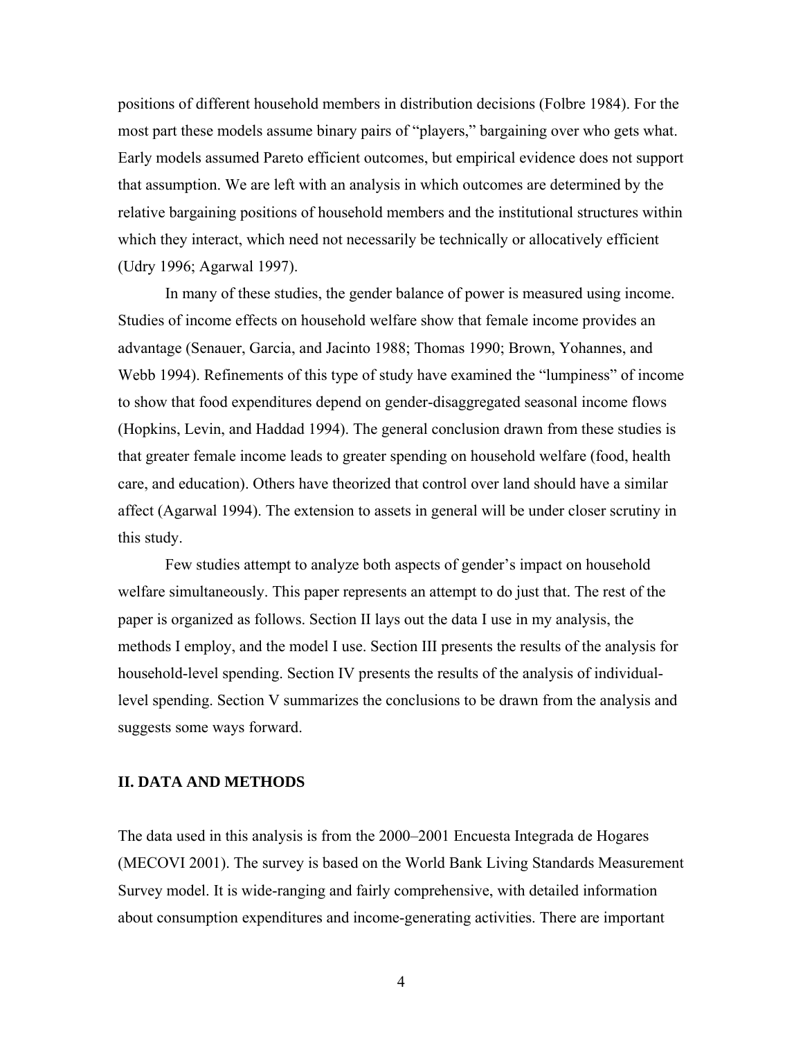positions of different household members in distribution decisions (Folbre 1984). For the most part these models assume binary pairs of "players," bargaining over who gets what. Early models assumed Pareto efficient outcomes, but empirical evidence does not support that assumption. We are left with an analysis in which outcomes are determined by the relative bargaining positions of household members and the institutional structures within which they interact, which need not necessarily be technically or allocatively efficient (Udry 1996; Agarwal 1997).

In many of these studies, the gender balance of power is measured using income. Studies of income effects on household welfare show that female income provides an advantage (Senauer, Garcia, and Jacinto 1988; Thomas 1990; Brown, Yohannes, and Webb 1994). Refinements of this type of study have examined the "lumpiness" of income to show that food expenditures depend on gender-disaggregated seasonal income flows (Hopkins, Levin, and Haddad 1994). The general conclusion drawn from these studies is that greater female income leads to greater spending on household welfare (food, health care, and education). Others have theorized that control over land should have a similar affect (Agarwal 1994). The extension to assets in general will be under closer scrutiny in this study.

Few studies attempt to analyze both aspects of gender's impact on household welfare simultaneously. This paper represents an attempt to do just that. The rest of the paper is organized as follows. Section II lays out the data I use in my analysis, the methods I employ, and the model I use. Section III presents the results of the analysis for household-level spending. Section IV presents the results of the analysis of individual-level spending. Section V summarizes the conclusions to be drawn from the analysis and suggests some ways forward.

## II. DATA AND METHODS

The data used in this analysis is from the 2000–2001 Encuesta Integrada de Hogares (MECOVI 2001). The survey is based on the World Bank Living Standards Measurement Survey model. It is wide-ranging and fairly comprehensive, with detailed information about consumption expenditures and income-generating activities. There are important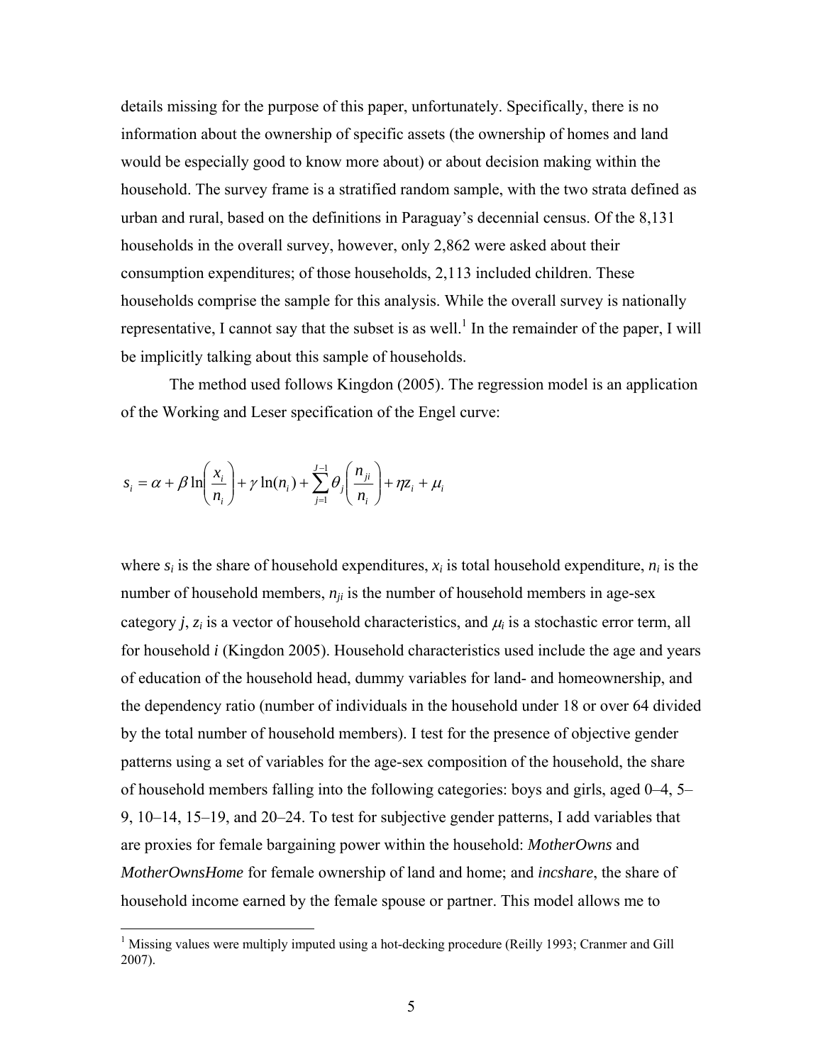details missing for the purpose of this paper, unfortunately. Specifically, there is no information about the ownership of specific assets (the ownership of homes and land would be especially good to know more about) or about decision making within the household. The survey frame is a stratified random sample, with the two strata defined as urban and rural, based on the definitions in Paraguay's decennial census. Of the 8,131 households in the overall survey, however, only 2,862 were asked about their consumption expenditures; of those households, 2,113 included children. These households comprise the sample for this analysis. While the overall survey is nationally representative, I cannot say that the subset is as well.[1] In the remainder of the paper, I will be implicitly talking about this sample of households.

The method used follows Kingdon (2005). The regression model is an application of the Working and Leser specification of the Engel curve:

$$s_i = \alpha + \beta \ln\left(\frac{x_i}{n_i}\right) + \gamma \ln(n_i) + \sum_{j=1}^{J-1} \theta_j \left(\frac{n_{ji}}{n_i}\right) + \eta z_i + \mu_i$$

where $s_i$ is the share of household expenditures, $x_i$ is total household expenditure, $n_i$ is the number of household members, $n_{ji}$ is the number of household members in age-sex category $j$, $z_i$ is a vector of household characteristics, and $\mu_i$ is a stochastic error term, all for household $i$ (Kingdon 2005). Household characteristics used include the age and years of education of the household head, dummy variables for land- and homeownership, and the dependency ratio (number of individuals in the household under 18 or over 64 divided by the total number of household members). I test for the presence of objective gender patterns using a set of variables for the age-sex composition of the household, the share of household members falling into the following categories: boys and girls, aged 0–4, 5–9, 10–14, 15–19, and 20–24. To test for subjective gender patterns, I add variables that are proxies for female bargaining power within the household: *MotherOwns* and *MotherOwnsHome* for female ownership of land and home; and *incshare*, the share of household income earned by the female spouse or partner. This model allows me to

[1] Missing values were multiply imputed using a hot-decking procedure (Reilly 1993; Cranmer and Gill 2007).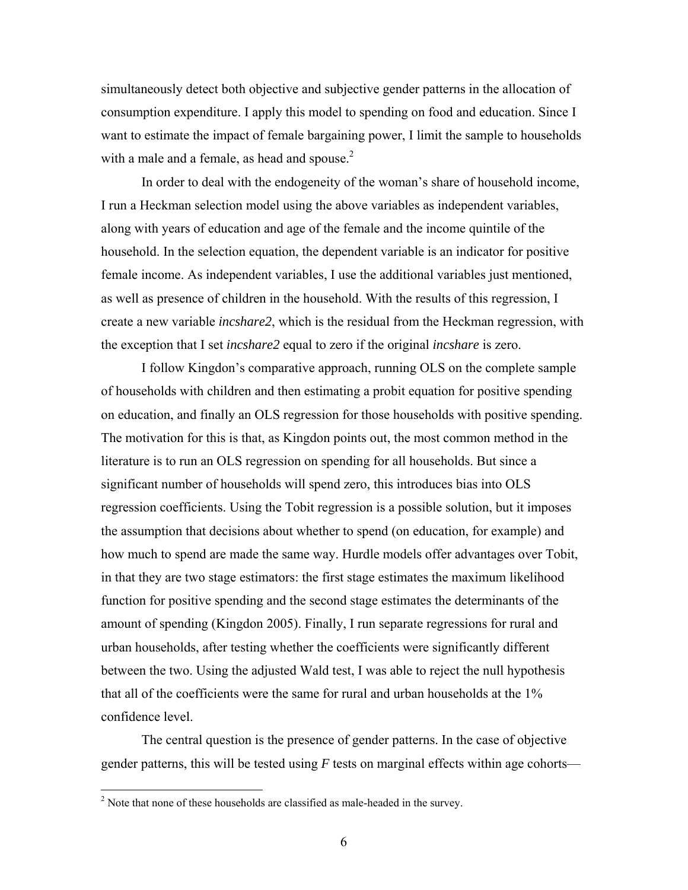simultaneously detect both objective and subjective gender patterns in the allocation of consumption expenditure. I apply this model to spending on food and education. Since I want to estimate the impact of female bargaining power, I limit the sample to households with a male and a female, as head and spouse.[2]

In order to deal with the endogeneity of the woman's share of household income, I run a Heckman selection model using the above variables as independent variables, along with years of education and age of the female and the income quintile of the household. In the selection equation, the dependent variable is an indicator for positive female income. As independent variables, I use the additional variables just mentioned, as well as presence of children in the household. With the results of this regression, I create a new variable *incshare2*, which is the residual from the Heckman regression, with the exception that I set *incshare2* equal to zero if the original *incshare* is zero.

I follow Kingdon's comparative approach, running OLS on the complete sample of households with children and then estimating a probit equation for positive spending on education, and finally an OLS regression for those households with positive spending. The motivation for this is that, as Kingdon points out, the most common method in the literature is to run an OLS regression on spending for all households. But since a significant number of households will spend zero, this introduces bias into OLS regression coefficients. Using the Tobit regression is a possible solution, but it imposes the assumption that decisions about whether to spend (on education, for example) and how much to spend are made the same way. Hurdle models offer advantages over Tobit, in that they are two stage estimators: the first stage estimates the maximum likelihood function for positive spending and the second stage estimates the determinants of the amount of spending (Kingdon 2005). Finally, I run separate regressions for rural and urban households, after testing whether the coefficients were significantly different between the two. Using the adjusted Wald test, I was able to reject the null hypothesis that all of the coefficients were the same for rural and urban households at the 1% confidence level.

The central question is the presence of gender patterns. In the case of objective gender patterns, this will be tested using $F$ tests on marginal effects within age cohorts—

[2] Note that none of these households are classified as male-headed in the survey.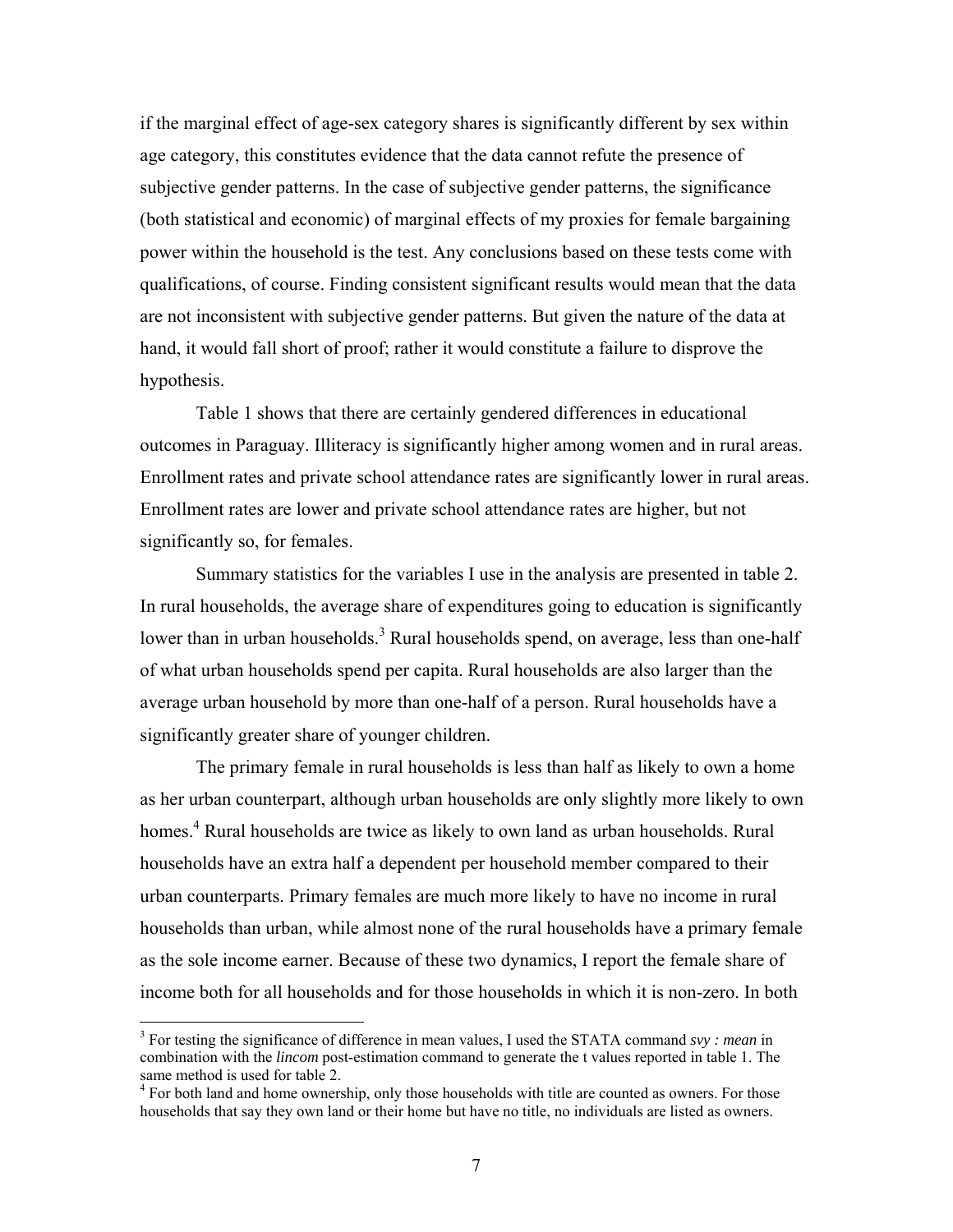if the marginal effect of age-sex category shares is significantly different by sex within age category, this constitutes evidence that the data cannot refute the presence of subjective gender patterns. In the case of subjective gender patterns, the significance (both statistical and economic) of marginal effects of my proxies for female bargaining power within the household is the test. Any conclusions based on these tests come with qualifications, of course. Finding consistent significant results would mean that the data are not inconsistent with subjective gender patterns. But given the nature of the data at hand, it would fall short of proof; rather it would constitute a failure to disprove the hypothesis.

Table 1 shows that there are certainly gendered differences in educational outcomes in Paraguay. Illiteracy is significantly higher among women and in rural areas. Enrollment rates and private school attendance rates are significantly lower in rural areas. Enrollment rates are lower and private school attendance rates are higher, but not significantly so, for females.

Summary statistics for the variables I use in the analysis are presented in table 2. In rural households, the average share of expenditures going to education is significantly lower than in urban households.[3] Rural households spend, on average, less than one-half of what urban households spend per capita. Rural households are also larger than the average urban household by more than one-half of a person. Rural households have a significantly greater share of younger children.

The primary female in rural households is less than half as likely to own a home as her urban counterpart, although urban households are only slightly more likely to own homes.[4] Rural households are twice as likely to own land as urban households. Rural households have an extra half a dependent per household member compared to their urban counterparts. Primary females are much more likely to have no income in rural households than urban, while almost none of the rural households have a primary female as the sole income earner. Because of these two dynamics, I report the female share of income both for all households and for those households in which it is non-zero. In both

[3] For testing the significance of difference in mean values, I used the STATA command *svy : mean* in combination with the *lincom* post-estimation command to generate the t values reported in table 1. The same method is used for table 2.

[4] For both land and home ownership, only those households with title are counted as owners. For those households that say they own land or their home but have no title, no individuals are listed as owners.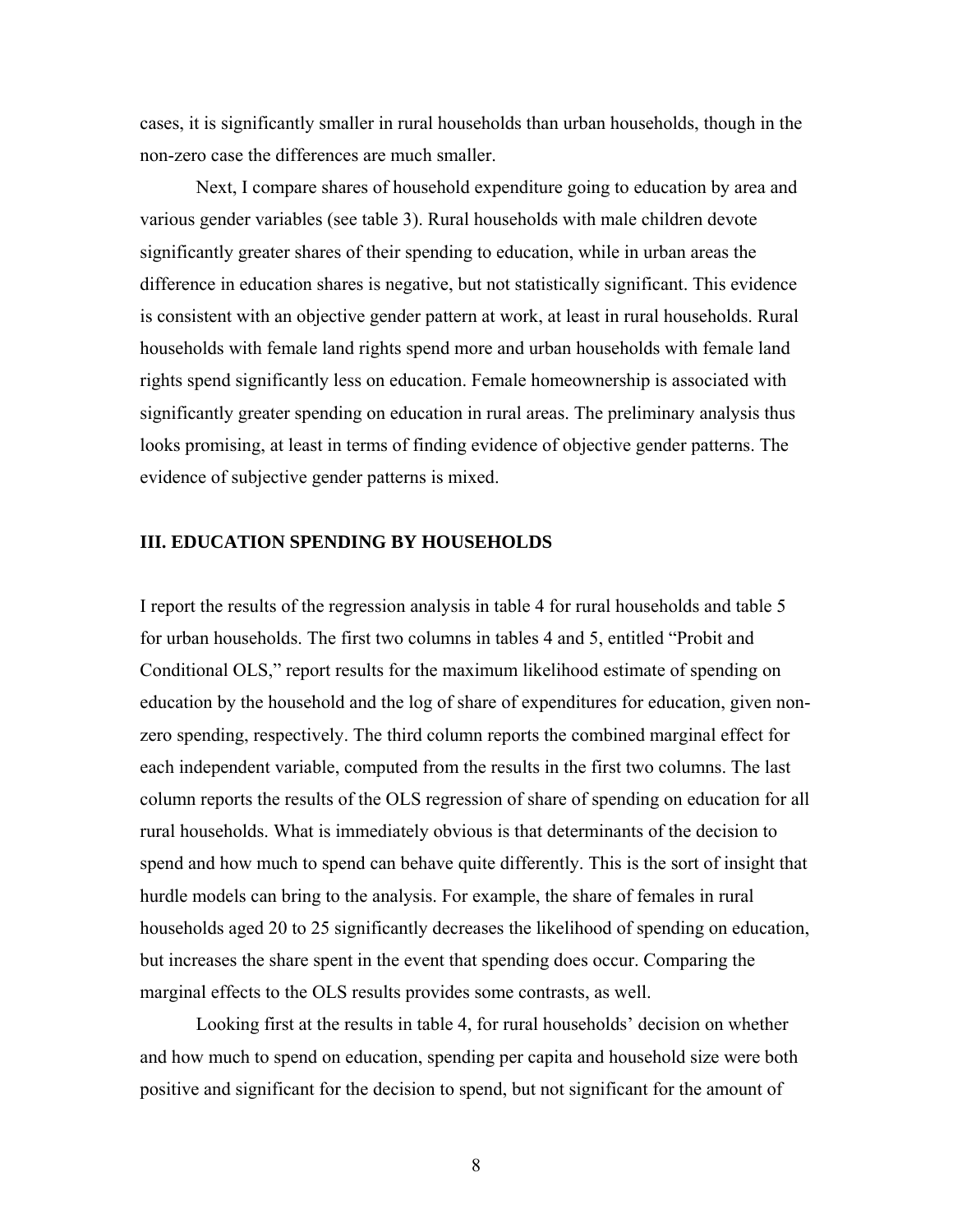cases, it is significantly smaller in rural households than urban households, though in the non-zero case the differences are much smaller.

Next, I compare shares of household expenditure going to education by area and various gender variables (see table 3). Rural households with male children devote significantly greater shares of their spending to education, while in urban areas the difference in education shares is negative, but not statistically significant. This evidence is consistent with an objective gender pattern at work, at least in rural households. Rural households with female land rights spend more and urban households with female land rights spend significantly less on education. Female homeownership is associated with significantly greater spending on education in rural areas. The preliminary analysis thus looks promising, at least in terms of finding evidence of objective gender patterns. The evidence of subjective gender patterns is mixed.

## III. EDUCATION SPENDING BY HOUSEHOLDS

I report the results of the regression analysis in table 4 for rural households and table 5 for urban households. The first two columns in tables 4 and 5, entitled "Probit and Conditional OLS," report results for the maximum likelihood estimate of spending on education by the household and the log of share of expenditures for education, given non-zero spending, respectively. The third column reports the combined marginal effect for each independent variable, computed from the results in the first two columns. The last column reports the results of the OLS regression of share of spending on education for all rural households. What is immediately obvious is that determinants of the decision to spend and how much to spend can behave quite differently. This is the sort of insight that hurdle models can bring to the analysis. For example, the share of females in rural households aged 20 to 25 significantly decreases the likelihood of spending on education, but increases the share spent in the event that spending does occur. Comparing the marginal effects to the OLS results provides some contrasts, as well.

Looking first at the results in table 4, for rural households' decision on whether and how much to spend on education, spending per capita and household size were both positive and significant for the decision to spend, but not significant for the amount of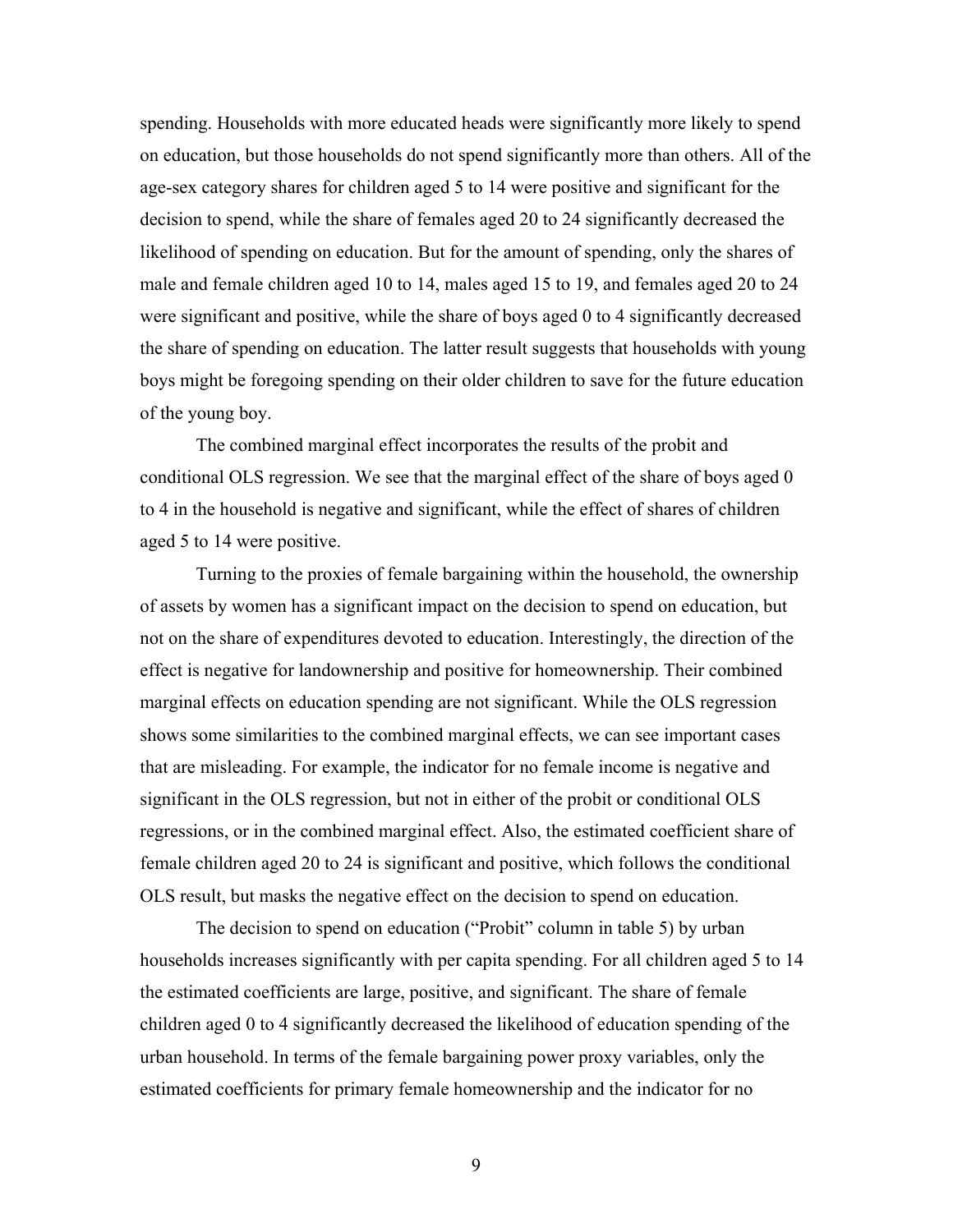spending. Households with more educated heads were significantly more likely to spend on education, but those households do not spend significantly more than others. All of the age-sex category shares for children aged 5 to 14 were positive and significant for the decision to spend, while the share of females aged 20 to 24 significantly decreased the likelihood of spending on education. But for the amount of spending, only the shares of male and female children aged 10 to 14, males aged 15 to 19, and females aged 20 to 24 were significant and positive, while the share of boys aged 0 to 4 significantly decreased the share of spending on education. The latter result suggests that households with young boys might be foregoing spending on their older children to save for the future education of the young boy.

The combined marginal effect incorporates the results of the probit and conditional OLS regression. We see that the marginal effect of the share of boys aged 0 to 4 in the household is negative and significant, while the effect of shares of children aged 5 to 14 were positive.

Turning to the proxies of female bargaining within the household, the ownership of assets by women has a significant impact on the decision to spend on education, but not on the share of expenditures devoted to education. Interestingly, the direction of the effect is negative for landownership and positive for homeownership. Their combined marginal effects on education spending are not significant. While the OLS regression shows some similarities to the combined marginal effects, we can see important cases that are misleading. For example, the indicator for no female income is negative and significant in the OLS regression, but not in either of the probit or conditional OLS regressions, or in the combined marginal effect. Also, the estimated coefficient share of female children aged 20 to 24 is significant and positive, which follows the conditional OLS result, but masks the negative effect on the decision to spend on education.

The decision to spend on education ("Probit" column in table 5) by urban households increases significantly with per capita spending. For all children aged 5 to 14 the estimated coefficients are large, positive, and significant. The share of female children aged 0 to 4 significantly decreased the likelihood of education spending of the urban household. In terms of the female bargaining power proxy variables, only the estimated coefficients for primary female homeownership and the indicator for no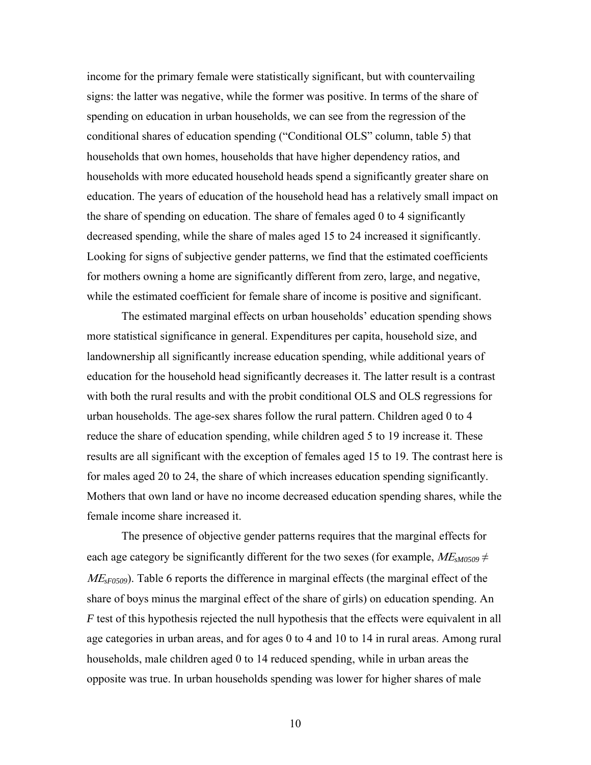income for the primary female were statistically significant, but with countervailing signs: the latter was negative, while the former was positive. In terms of the share of spending on education in urban households, we can see from the regression of the conditional shares of education spending ("Conditional OLS" column, table 5) that households that own homes, households that have higher dependency ratios, and households with more educated household heads spend a significantly greater share on education. The years of education of the household head has a relatively small impact on the share of spending on education. The share of females aged 0 to 4 significantly decreased spending, while the share of males aged 15 to 24 increased it significantly. Looking for signs of subjective gender patterns, we find that the estimated coefficients for mothers owning a home are significantly different from zero, large, and negative, while the estimated coefficient for female share of income is positive and significant.

The estimated marginal effects on urban households' education spending shows more statistical significance in general. Expenditures per capita, household size, and landownership all significantly increase education spending, while additional years of education for the household head significantly decreases it. The latter result is a contrast with both the rural results and with the probit conditional OLS and OLS regressions for urban households. The age-sex shares follow the rural pattern. Children aged 0 to 4 reduce the share of education spending, while children aged 5 to 19 increase it. These results are all significant with the exception of females aged 15 to 19. The contrast here is for males aged 20 to 24, the share of which increases education spending significantly. Mothers that own land or have no income decreased education spending shares, while the female income share increased it.

The presence of objective gender patterns requires that the marginal effects for each age category be significantly different for the two sexes (for example, $ME_{sM0509} \neq ME_{sF0509}$). Table 6 reports the difference in marginal effects (the marginal effect of the share of boys minus the marginal effect of the share of girls) on education spending. An $F$ test of this hypothesis rejected the null hypothesis that the effects were equivalent in all age categories in urban areas, and for ages 0 to 4 and 10 to 14 in rural areas. Among rural households, male children aged 0 to 14 reduced spending, while in urban areas the opposite was true. In urban households spending was lower for higher shares of male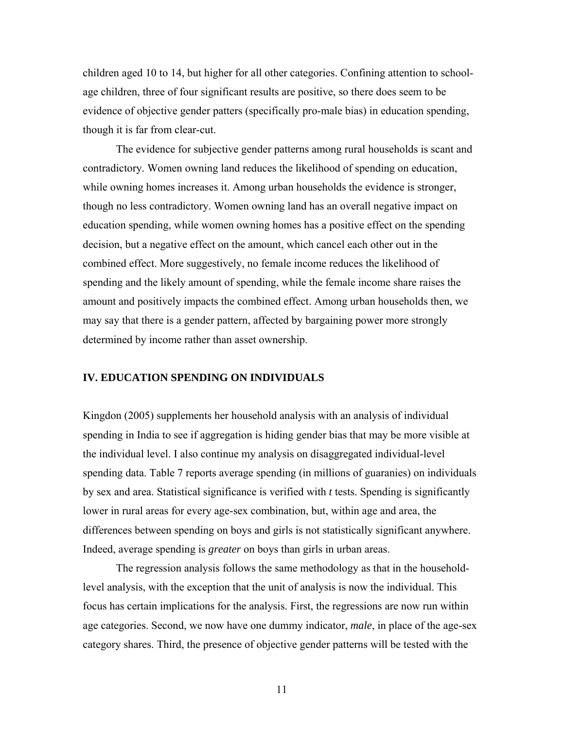children aged 10 to 14, but higher for all other categories. Confining attention to school-age children, three of four significant results are positive, so there does seem to be evidence of objective gender patters (specifically pro-male bias) in education spending, though it is far from clear-cut.

The evidence for subjective gender patterns among rural households is scant and contradictory. Women owning land reduces the likelihood of spending on education, while owning homes increases it. Among urban households the evidence is stronger, though no less contradictory. Women owning land has an overall negative impact on education spending, while women owning homes has a positive effect on the spending decision, but a negative effect on the amount, which cancel each other out in the combined effect. More suggestively, no female income reduces the likelihood of spending and the likely amount of spending, while the female income share raises the amount and positively impacts the combined effect. Among urban households then, we may say that there is a gender pattern, affected by bargaining power more strongly determined by income rather than asset ownership.

## IV. EDUCATION SPENDING ON INDIVIDUALS

Kingdon (2005) supplements her household analysis with an analysis of individual spending in India to see if aggregation is hiding gender bias that may be more visible at the individual level. I also continue my analysis on disaggregated individual-level spending data. Table 7 reports average spending (in millions of guaranies) on individuals by sex and area. Statistical significance is verified with *t* tests. Spending is significantly lower in rural areas for every age-sex combination, but, within age and area, the differences between spending on boys and girls is not statistically significant anywhere. Indeed, average spending is *greater* on boys than girls in urban areas.

The regression analysis follows the same methodology as that in the household-level analysis, with the exception that the unit of analysis is now the individual. This focus has certain implications for the analysis. First, the regressions are now run within age categories. Second, we now have one dummy indicator, *male*, in place of the age-sex category shares. Third, the presence of objective gender patterns will be tested with the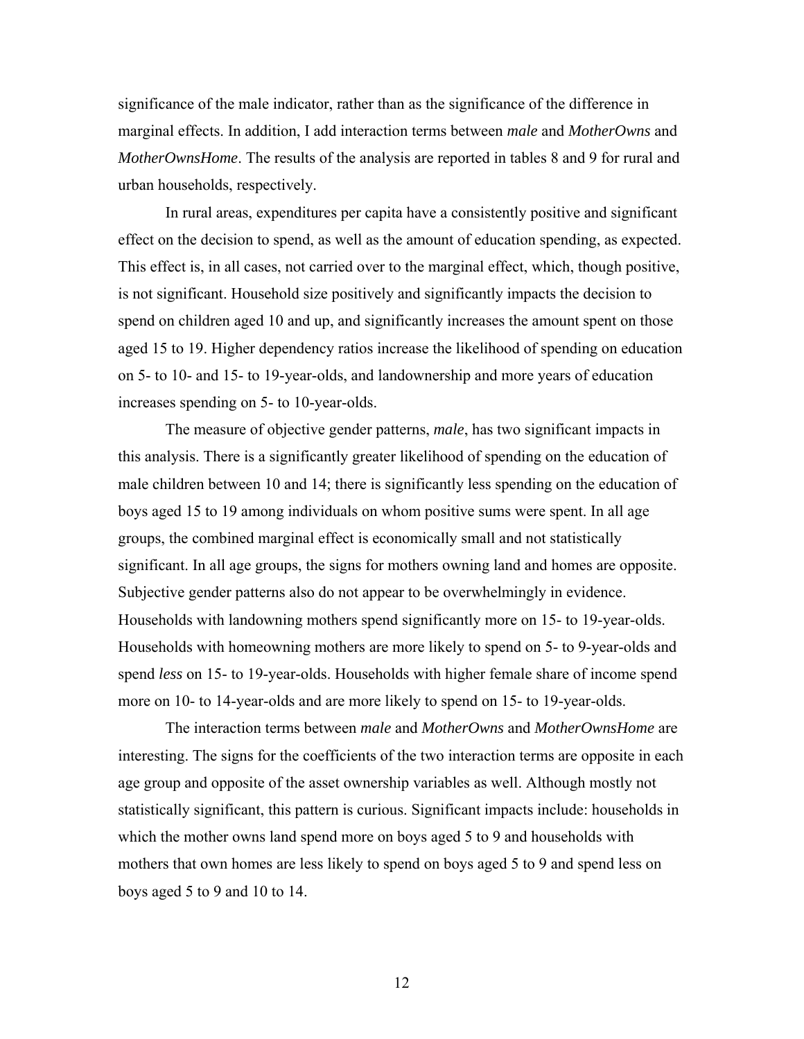significance of the male indicator, rather than as the significance of the difference in marginal effects. In addition, I add interaction terms between *male* and *MotherOwns* and *MotherOwnsHome*. The results of the analysis are reported in tables 8 and 9 for rural and urban households, respectively.

In rural areas, expenditures per capita have a consistently positive and significant effect on the decision to spend, as well as the amount of education spending, as expected. This effect is, in all cases, not carried over to the marginal effect, which, though positive, is not significant. Household size positively and significantly impacts the decision to spend on children aged 10 and up, and significantly increases the amount spent on those aged 15 to 19. Higher dependency ratios increase the likelihood of spending on education on 5- to 10- and 15- to 19-year-olds, and landownership and more years of education increases spending on 5- to 10-year-olds.

The measure of objective gender patterns, *male*, has two significant impacts in this analysis. There is a significantly greater likelihood of spending on the education of male children between 10 and 14; there is significantly less spending on the education of boys aged 15 to 19 among individuals on whom positive sums were spent. In all age groups, the combined marginal effect is economically small and not statistically significant. In all age groups, the signs for mothers owning land and homes are opposite. Subjective gender patterns also do not appear to be overwhelmingly in evidence. Households with landowning mothers spend significantly more on 15- to 19-year-olds. Households with homeowning mothers are more likely to spend on 5- to 9-year-olds and spend *less* on 15- to 19-year-olds. Households with higher female share of income spend more on 10- to 14-year-olds and are more likely to spend on 15- to 19-year-olds.

The interaction terms between *male* and *MotherOwns* and *MotherOwnsHome* are interesting. The signs for the coefficients of the two interaction terms are opposite in each age group and opposite of the asset ownership variables as well. Although mostly not statistically significant, this pattern is curious. Significant impacts include: households in which the mother owns land spend more on boys aged 5 to 9 and households with mothers that own homes are less likely to spend on boys aged 5 to 9 and spend less on boys aged 5 to 9 and 10 to 14.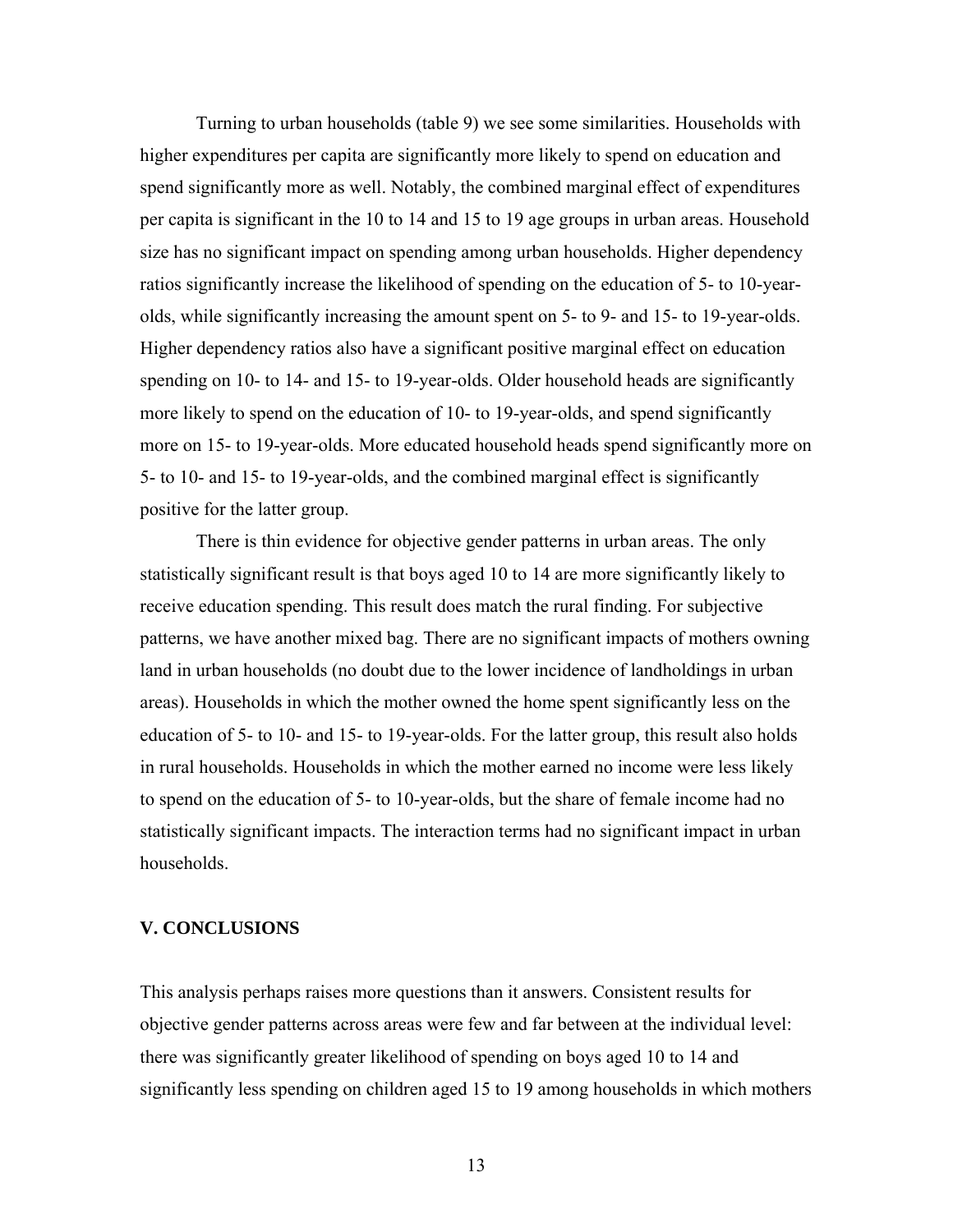Turning to urban households (table 9) we see some similarities. Households with higher expenditures per capita are significantly more likely to spend on education and spend significantly more as well. Notably, the combined marginal effect of expenditures per capita is significant in the 10 to 14 and 15 to 19 age groups in urban areas. Household size has no significant impact on spending among urban households. Higher dependency ratios significantly increase the likelihood of spending on the education of 5- to 10-year-olds, while significantly increasing the amount spent on 5- to 9- and 15- to 19-year-olds. Higher dependency ratios also have a significant positive marginal effect on education spending on 10- to 14- and 15- to 19-year-olds. Older household heads are significantly more likely to spend on the education of 10- to 19-year-olds, and spend significantly more on 15- to 19-year-olds. More educated household heads spend significantly more on 5- to 10- and 15- to 19-year-olds, and the combined marginal effect is significantly positive for the latter group.

There is thin evidence for objective gender patterns in urban areas. The only statistically significant result is that boys aged 10 to 14 are more significantly likely to receive education spending. This result does match the rural finding. For subjective patterns, we have another mixed bag. There are no significant impacts of mothers owning land in urban households (no doubt due to the lower incidence of landholdings in urban areas). Households in which the mother owned the home spent significantly less on the education of 5- to 10- and 15- to 19-year-olds. For the latter group, this result also holds in rural households. Households in which the mother earned no income were less likely to spend on the education of 5- to 10-year-olds, but the share of female income had no statistically significant impacts. The interaction terms had no significant impact in urban households.

## V. CONCLUSIONS

This analysis perhaps raises more questions than it answers. Consistent results for objective gender patterns across areas were few and far between at the individual level: there was significantly greater likelihood of spending on boys aged 10 to 14 and significantly less spending on children aged 15 to 19 among households in which mothers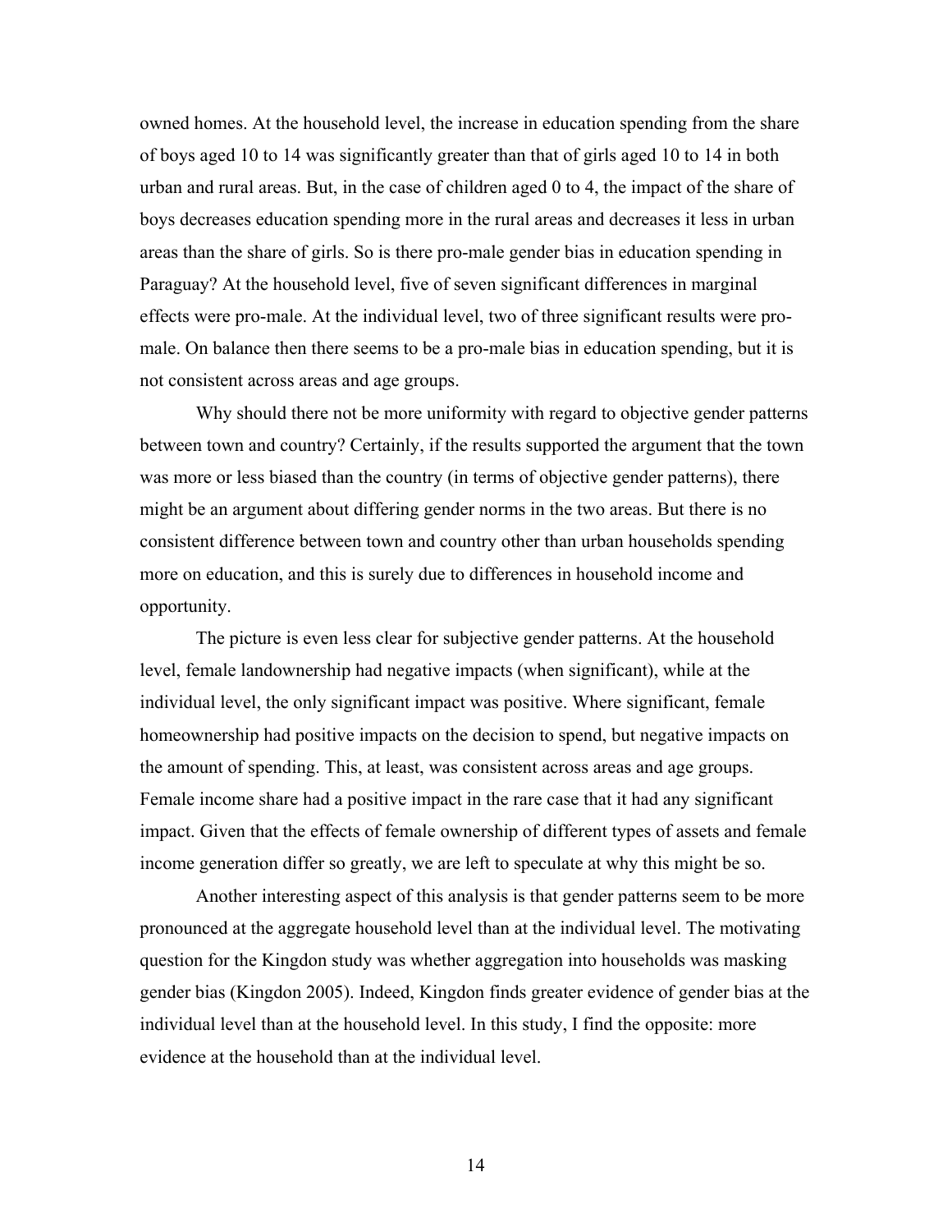owned homes. At the household level, the increase in education spending from the share of boys aged 10 to 14 was significantly greater than that of girls aged 10 to 14 in both urban and rural areas. But, in the case of children aged 0 to 4, the impact of the share of boys decreases education spending more in the rural areas and decreases it less in urban areas than the share of girls. So is there pro-male gender bias in education spending in Paraguay? At the household level, five of seven significant differences in marginal effects were pro-male. At the individual level, two of three significant results were pro-male. On balance then there seems to be a pro-male bias in education spending, but it is not consistent across areas and age groups.

Why should there not be more uniformity with regard to objective gender patterns between town and country? Certainly, if the results supported the argument that the town was more or less biased than the country (in terms of objective gender patterns), there might be an argument about differing gender norms in the two areas. But there is no consistent difference between town and country other than urban households spending more on education, and this is surely due to differences in household income and opportunity.

The picture is even less clear for subjective gender patterns. At the household level, female landownership had negative impacts (when significant), while at the individual level, the only significant impact was positive. Where significant, female homeownership had positive impacts on the decision to spend, but negative impacts on the amount of spending. This, at least, was consistent across areas and age groups. Female income share had a positive impact in the rare case that it had any significant impact. Given that the effects of female ownership of different types of assets and female income generation differ so greatly, we are left to speculate at why this might be so.

Another interesting aspect of this analysis is that gender patterns seem to be more pronounced at the aggregate household level than at the individual level. The motivating question for the Kingdon study was whether aggregation into households was masking gender bias (Kingdon 2005). Indeed, Kingdon finds greater evidence of gender bias at the individual level than at the household level. In this study, I find the opposite: more evidence at the household than at the individual level.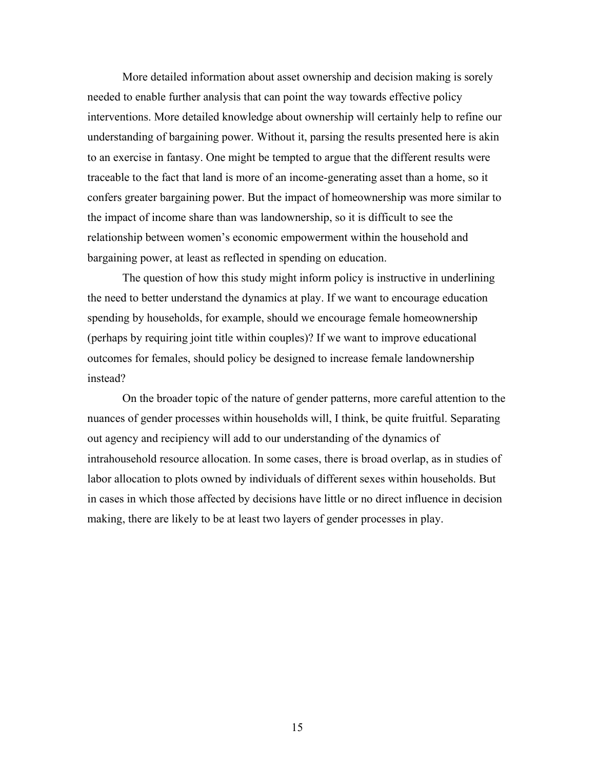More detailed information about asset ownership and decision making is sorely needed to enable further analysis that can point the way towards effective policy interventions. More detailed knowledge about ownership will certainly help to refine our understanding of bargaining power. Without it, parsing the results presented here is akin to an exercise in fantasy. One might be tempted to argue that the different results were traceable to the fact that land is more of an income-generating asset than a home, so it confers greater bargaining power. But the impact of homeownership was more similar to the impact of income share than was landownership, so it is difficult to see the relationship between women's economic empowerment within the household and bargaining power, at least as reflected in spending on education.

The question of how this study might inform policy is instructive in underlining the need to better understand the dynamics at play. If we want to encourage education spending by households, for example, should we encourage female homeownership (perhaps by requiring joint title within couples)? If we want to improve educational outcomes for females, should policy be designed to increase female landownership instead?

On the broader topic of the nature of gender patterns, more careful attention to the nuances of gender processes within households will, I think, be quite fruitful. Separating out agency and recipiency will add to our understanding of the dynamics of intrahousehold resource allocation. In some cases, there is broad overlap, as in studies of labor allocation to plots owned by individuals of different sexes within households. But in cases in which those affected by decisions have little or no direct influence in decision making, there are likely to be at least two layers of gender processes in play.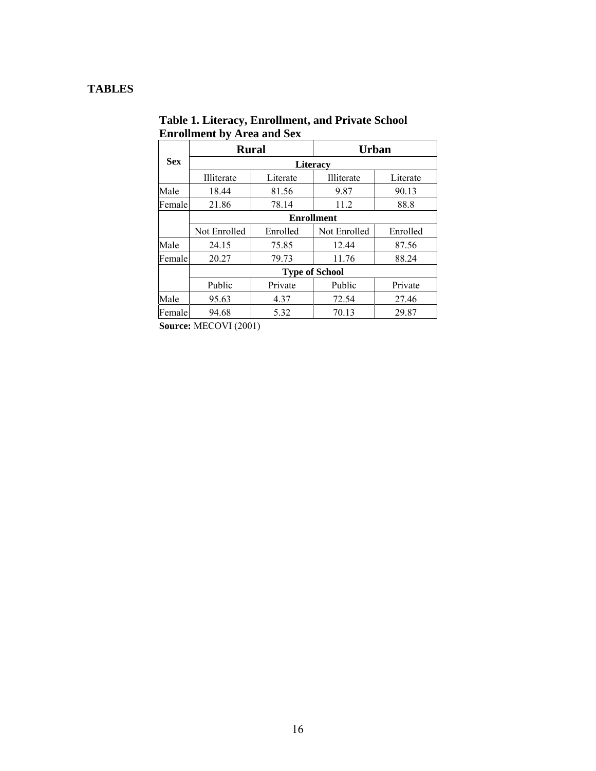# TABLES

**Table 1. Literacy, Enrollment, and Private School Enrollment by Area and Sex**

| Sex | Rural | | Urban | |
|---|---|---|---|---|
| | **Literacy** | | | |
| | Illiterate | Literate | Illiterate | Literate |
| Male | 18.44 | 81.56 | 9.87 | 90.13 |
| Female | 21.86 | 78.14 | 11.2 | 88.8 |
| | **Enrollment** | | | |
| | Not Enrolled | Enrolled | Not Enrolled | Enrolled |
| Male | 24.15 | 75.85 | 12.44 | 87.56 |
| Female | 20.27 | 79.73 | 11.76 | 88.24 |
| | **Type of School** | | | |
| | Public | Private | Public | Private |
| Male | 95.63 | 4.37 | 72.54 | 27.46 |
| Female | 94.68 | 5.32 | 70.13 | 29.87 |

**Source:** MECOVI (2001)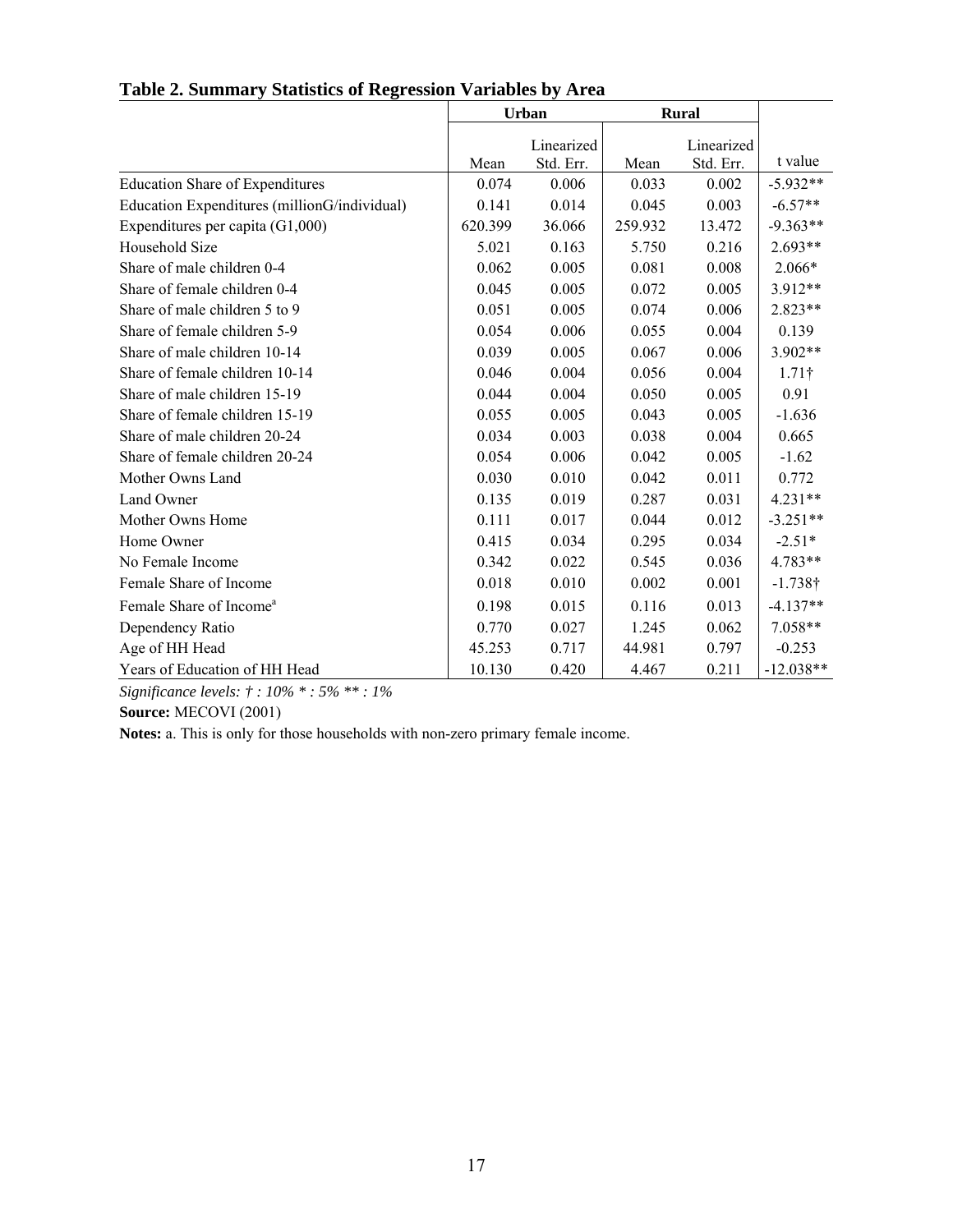**Table 2. Summary Statistics of Regression Variables by Area**

| | Urban | | Rural | | |
|---|---|---|---|---|---|
| | Mean | Linearized Std. Err. | Mean | Linearized Std. Err. | t value |
| Education Share of Expenditures | 0.074 | 0.006 | 0.033 | 0.002 | -5.932** |
| Education Expenditures (millionG/individual) | 0.141 | 0.014 | 0.045 | 0.003 | -6.57** |
| Expenditures per capita (G1,000) | 620.399 | 36.066 | 259.932 | 13.472 | -9.363** |
| Household Size | 5.021 | 0.163 | 5.750 | 0.216 | 2.693** |
| Share of male children 0-4 | 0.062 | 0.005 | 0.081 | 0.008 | 2.066* |
| Share of female children 0-4 | 0.045 | 0.005 | 0.072 | 0.005 | 3.912** |
| Share of male children 5 to 9 | 0.051 | 0.005 | 0.074 | 0.006 | 2.823** |
| Share of female children 5-9 | 0.054 | 0.006 | 0.055 | 0.004 | 0.139 |
| Share of male children 10-14 | 0.039 | 0.005 | 0.067 | 0.006 | 3.902** |
| Share of female children 10-14 | 0.046 | 0.004 | 0.056 | 0.004 | 1.71† |
| Share of male children 15-19 | 0.044 | 0.004 | 0.050 | 0.005 | 0.91 |
| Share of female children 15-19 | 0.055 | 0.005 | 0.043 | 0.005 | -1.636 |
| Share of male children 20-24 | 0.034 | 0.003 | 0.038 | 0.004 | 0.665 |
| Share of female children 20-24 | 0.054 | 0.006 | 0.042 | 0.005 | -1.62 |
| Mother Owns Land | 0.030 | 0.010 | 0.042 | 0.011 | 0.772 |
| Land Owner | 0.135 | 0.019 | 0.287 | 0.031 | 4.231** |
| Mother Owns Home | 0.111 | 0.017 | 0.044 | 0.012 | -3.251** |
| Home Owner | 0.415 | 0.034 | 0.295 | 0.034 | -2.51* |
| No Female Income | 0.342 | 0.022 | 0.545 | 0.036 | 4.783** |
| Female Share of Income | 0.018 | 0.010 | 0.002 | 0.001 | -1.738† |
| Female Share of Income[a] | 0.198 | 0.015 | 0.116 | 0.013 | -4.137** |
| Dependency Ratio | 0.770 | 0.027 | 1.245 | 0.062 | 7.058** |
| Age of HH Head | 45.253 | 0.717 | 44.981 | 0.797 | -0.253 |
| Years of Education of HH Head | 10.130 | 0.420 | 4.467 | 0.211 | -12.038** |

*Significance levels: † : 10% * : 5% ** : 1%*

**Source:** MECOVI (2001)

**Notes:** a. This is only for those households with non-zero primary female income.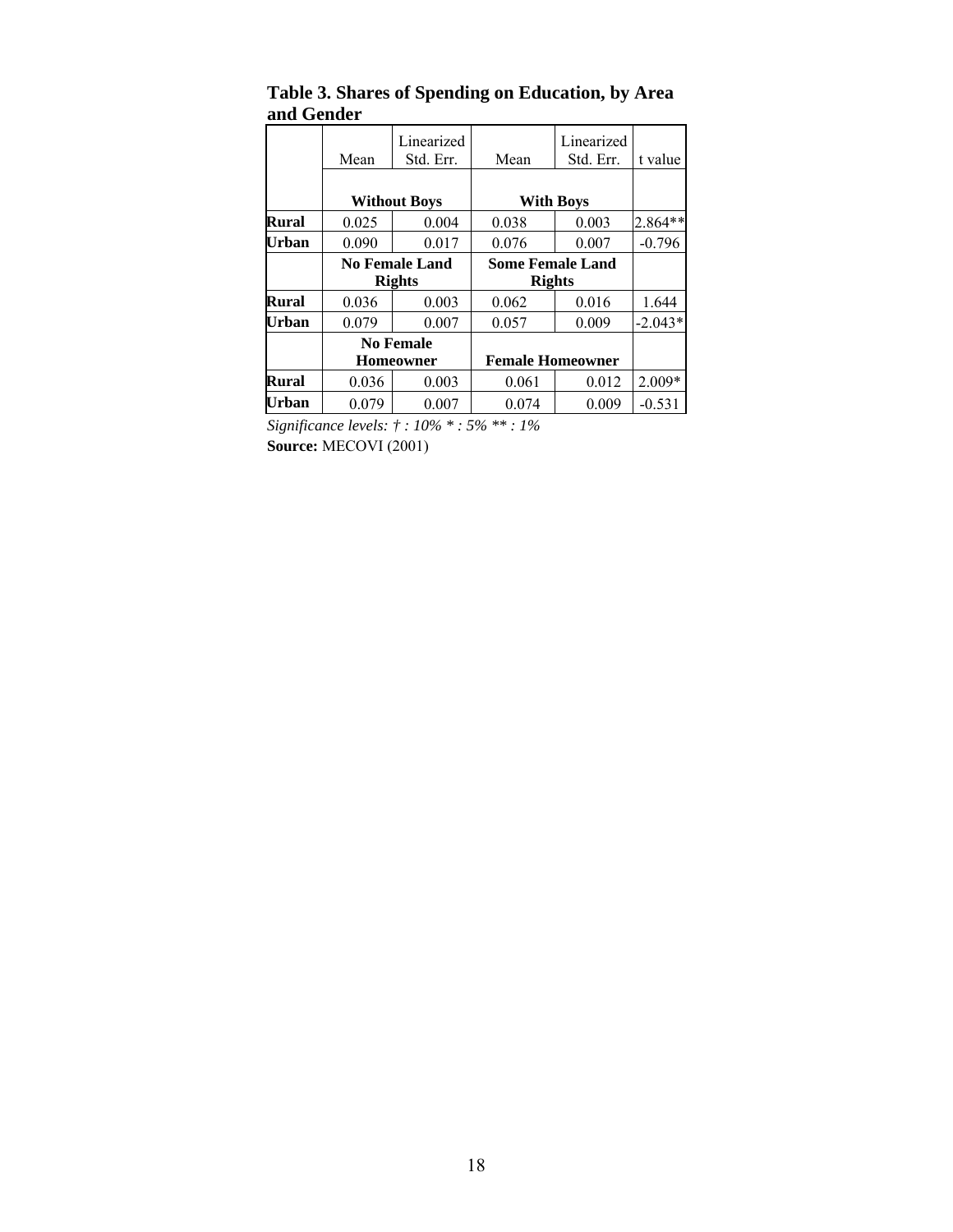**Table 3. Shares of Spending on Education, by Area and Gender**

| | Mean | Linearized Std. Err. | Mean | Linearized Std. Err. | t value |
|---|---|---|---|---|---|
| | **Without Boys** | | **With Boys** | | |
| **Rural** | 0.025 | 0.004 | 0.038 | 0.003 | 2.864** |
| **Urban** | 0.090 | 0.017 | 0.076 | 0.007 | -0.796 |
| | **No Female Land Rights** | | **Some Female Land Rights** | | |
| **Rural** | 0.036 | 0.003 | 0.062 | 0.016 | 1.644 |
| **Urban** | 0.079 | 0.007 | 0.057 | 0.009 | -2.043* |
| | **No Female Homeowner** | | **Female Homeowner** | | |
| **Rural** | 0.036 | 0.003 | 0.061 | 0.012 | 2.009* |
| **Urban** | 0.079 | 0.007 | 0.074 | 0.009 | -0.531 |

*Significance levels: † : 10% * : 5% ** : 1%*

**Source:** MECOVI (2001)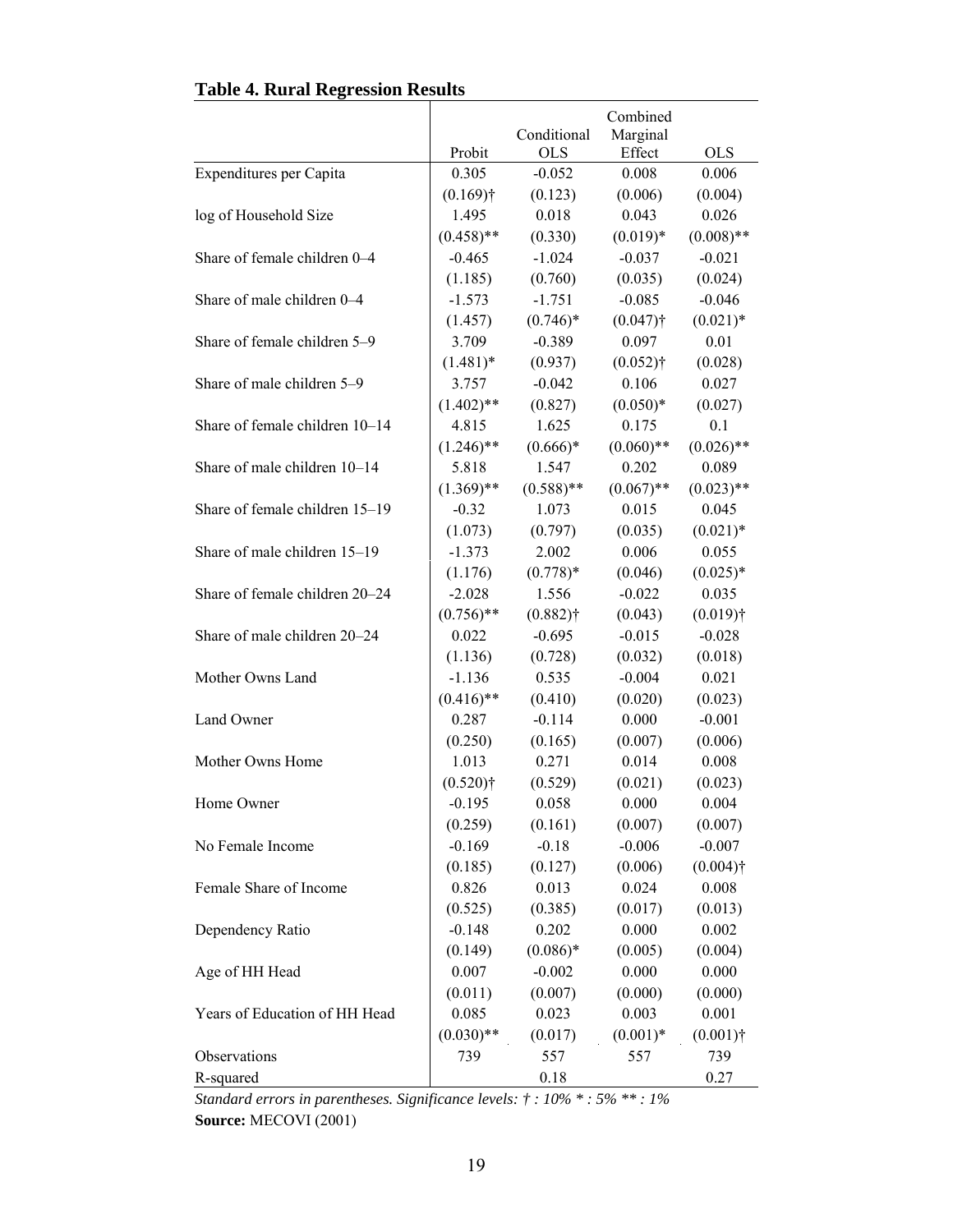**Table 4. Rural Regression Results**

| | Probit | Conditional OLS | Combined Marginal Effect | OLS |
|---|---|---|---|---|
| Expenditures per Capita | 0.305 | -0.052 | 0.008 | 0.006 |
| | (0.169)† | (0.123) | (0.006) | (0.004) |
| log of Household Size | 1.495 | 0.018 | 0.043 | 0.026 |
| | (0.458)** | (0.330) | (0.019)* | (0.008)** |
| Share of female children 0–4 | -0.465 | -1.024 | -0.037 | -0.021 |
| | (1.185) | (0.760) | (0.035) | (0.024) |
| Share of male children 0–4 | -1.573 | -1.751 | -0.085 | -0.046 |
| | (1.457) | (0.746)* | (0.047)† | (0.021)* |
| Share of female children 5–9 | 3.709 | -0.389 | 0.097 | 0.01 |
| | (1.481)* | (0.937) | (0.052)† | (0.028) |
| Share of male children 5–9 | 3.757 | -0.042 | 0.106 | 0.027 |
| | (1.402)** | (0.827) | (0.050)* | (0.027) |
| Share of female children 10–14 | 4.815 | 1.625 | 0.175 | 0.1 |
| | (1.246)** | (0.666)* | (0.060)** | (0.026)** |
| Share of male children 10–14 | 5.818 | 1.547 | 0.202 | 0.089 |
| | (1.369)** | (0.588)** | (0.067)** | (0.023)** |
| Share of female children 15–19 | -0.32 | 1.073 | 0.015 | 0.045 |
| | (1.073) | (0.797) | (0.035) | (0.021)* |
| Share of male children 15–19 | -1.373 | 2.002 | 0.006 | 0.055 |
| | (1.176) | (0.778)* | (0.046) | (0.025)* |
| Share of female children 20–24 | -2.028 | 1.556 | -0.022 | 0.035 |
| | (0.756)** | (0.882)† | (0.043) | (0.019)† |
| Share of male children 20–24 | 0.022 | -0.695 | -0.015 | -0.028 |
| | (1.136) | (0.728) | (0.032) | (0.018) |
| Mother Owns Land | -1.136 | 0.535 | -0.004 | 0.021 |
| | (0.416)** | (0.410) | (0.020) | (0.023) |
| Land Owner | 0.287 | -0.114 | 0.000 | -0.001 |
| | (0.250) | (0.165) | (0.007) | (0.006) |
| Mother Owns Home | 1.013 | 0.271 | 0.014 | 0.008 |
| | (0.520)† | (0.529) | (0.021) | (0.023) |
| Home Owner | -0.195 | 0.058 | 0.000 | 0.004 |
| | (0.259) | (0.161) | (0.007) | (0.007) |
| No Female Income | -0.169 | -0.18 | -0.006 | -0.007 |
| | (0.185) | (0.127) | (0.006) | (0.004)† |
| Female Share of Income | 0.826 | 0.013 | 0.024 | 0.008 |
| | (0.525) | (0.385) | (0.017) | (0.013) |
| Dependency Ratio | -0.148 | 0.202 | 0.000 | 0.002 |
| | (0.149) | (0.086)* | (0.005) | (0.004) |
| Age of HH Head | 0.007 | -0.002 | 0.000 | 0.000 |
| | (0.011) | (0.007) | (0.000) | (0.000) |
| Years of Education of HH Head | 0.085 | 0.023 | 0.003 | 0.001 |
| | (0.030)** | (0.017) | (0.001)* | (0.001)† |
| Observations | 739 | 557 | 557 | 739 |
| R-squared | | 0.18 | | 0.27 |

*Standard errors in parentheses. Significance levels: † : 10% * : 5% ** : 1%*

**Source:** MECOVI (2001)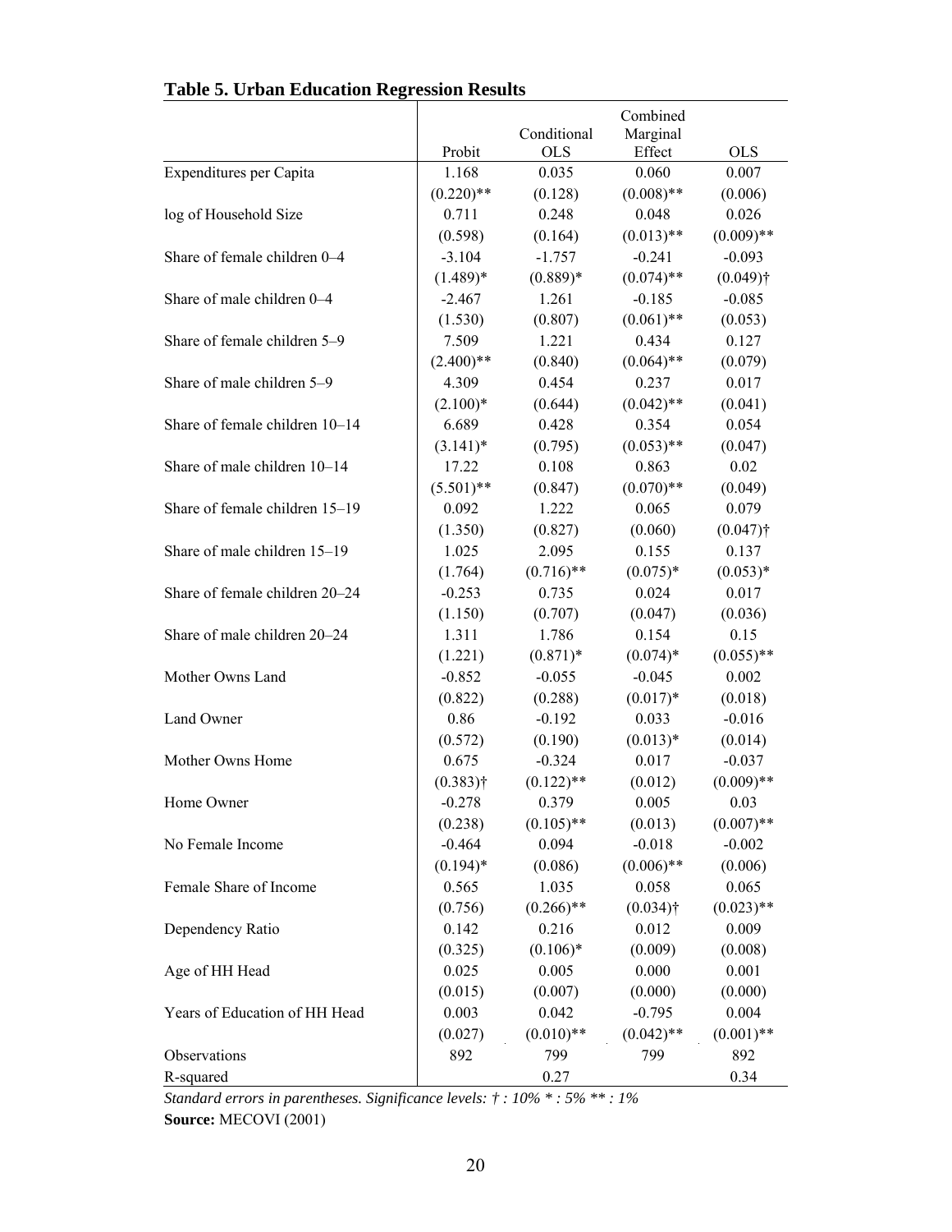**Table 5. Urban Education Regression Results**

| | Probit | Conditional OLS | Combined Marginal Effect | OLS |
|---|---|---|---|---|
| Expenditures per Capita | 1.168 | 0.035 | 0.060 | 0.007 |
| | (0.220)** | (0.128) | (0.008)** | (0.006) |
| log of Household Size | 0.711 | 0.248 | 0.048 | 0.026 |
| | (0.598) | (0.164) | (0.013)** | (0.009)** |
| Share of female children 0–4 | -3.104 | -1.757 | -0.241 | -0.093 |
| | (1.489)* | (0.889)* | (0.074)** | (0.049)† |
| Share of male children 0–4 | -2.467 | 1.261 | -0.185 | -0.085 |
| | (1.530) | (0.807) | (0.061)** | (0.053) |
| Share of female children 5–9 | 7.509 | 1.221 | 0.434 | 0.127 |
| | (2.400)** | (0.840) | (0.064)** | (0.079) |
| Share of male children 5–9 | 4.309 | 0.454 | 0.237 | 0.017 |
| | (2.100)* | (0.644) | (0.042)** | (0.041) |
| Share of female children 10–14 | 6.689 | 0.428 | 0.354 | 0.054 |
| | (3.141)* | (0.795) | (0.053)** | (0.047) |
| Share of male children 10–14 | 17.22 | 0.108 | 0.863 | 0.02 |
| | (5.501)** | (0.847) | (0.070)** | (0.049) |
| Share of female children 15–19 | 0.092 | 1.222 | 0.065 | 0.079 |
| | (1.350) | (0.827) | (0.060) | (0.047)† |
| Share of male children 15–19 | 1.025 | 2.095 | 0.155 | 0.137 |
| | (1.764) | (0.716)** | (0.075)* | (0.053)* |
| Share of female children 20–24 | -0.253 | 0.735 | 0.024 | 0.017 |
| | (1.150) | (0.707) | (0.047) | (0.036) |
| Share of male children 20–24 | 1.311 | 1.786 | 0.154 | 0.15 |
| | (1.221) | (0.871)* | (0.074)* | (0.055)** |
| Mother Owns Land | -0.852 | -0.055 | -0.045 | 0.002 |
| | (0.822) | (0.288) | (0.017)* | (0.018) |
| Land Owner | 0.86 | -0.192 | 0.033 | -0.016 |
| | (0.572) | (0.190) | (0.013)* | (0.014) |
| Mother Owns Home | 0.675 | -0.324 | 0.017 | -0.037 |
| | (0.383)† | (0.122)** | (0.012) | (0.009)** |
| Home Owner | -0.278 | 0.379 | 0.005 | 0.03 |
| | (0.238) | (0.105)** | (0.013) | (0.007)** |
| No Female Income | -0.464 | 0.094 | -0.018 | -0.002 |
| | (0.194)* | (0.086) | (0.006)** | (0.006) |
| Female Share of Income | 0.565 | 1.035 | 0.058 | 0.065 |
| | (0.756) | (0.266)** | (0.034)† | (0.023)** |
| Dependency Ratio | 0.142 | 0.216 | 0.012 | 0.009 |
| | (0.325) | (0.106)* | (0.009) | (0.008) |
| Age of HH Head | 0.025 | 0.005 | 0.000 | 0.001 |
| | (0.015) | (0.007) | (0.000) | (0.000) |
| Years of Education of HH Head | 0.003 | 0.042 | -0.795 | 0.004 |
| | (0.027) | (0.010)** | (0.042)** | (0.001)** |
| Observations | 892 | 799 | 799 | 892 |
| R-squared | | 0.27 | | 0.34 |

*Standard errors in parentheses. Significance levels: † : 10% * : 5% ** : 1%*

**Source:** MECOVI (2001)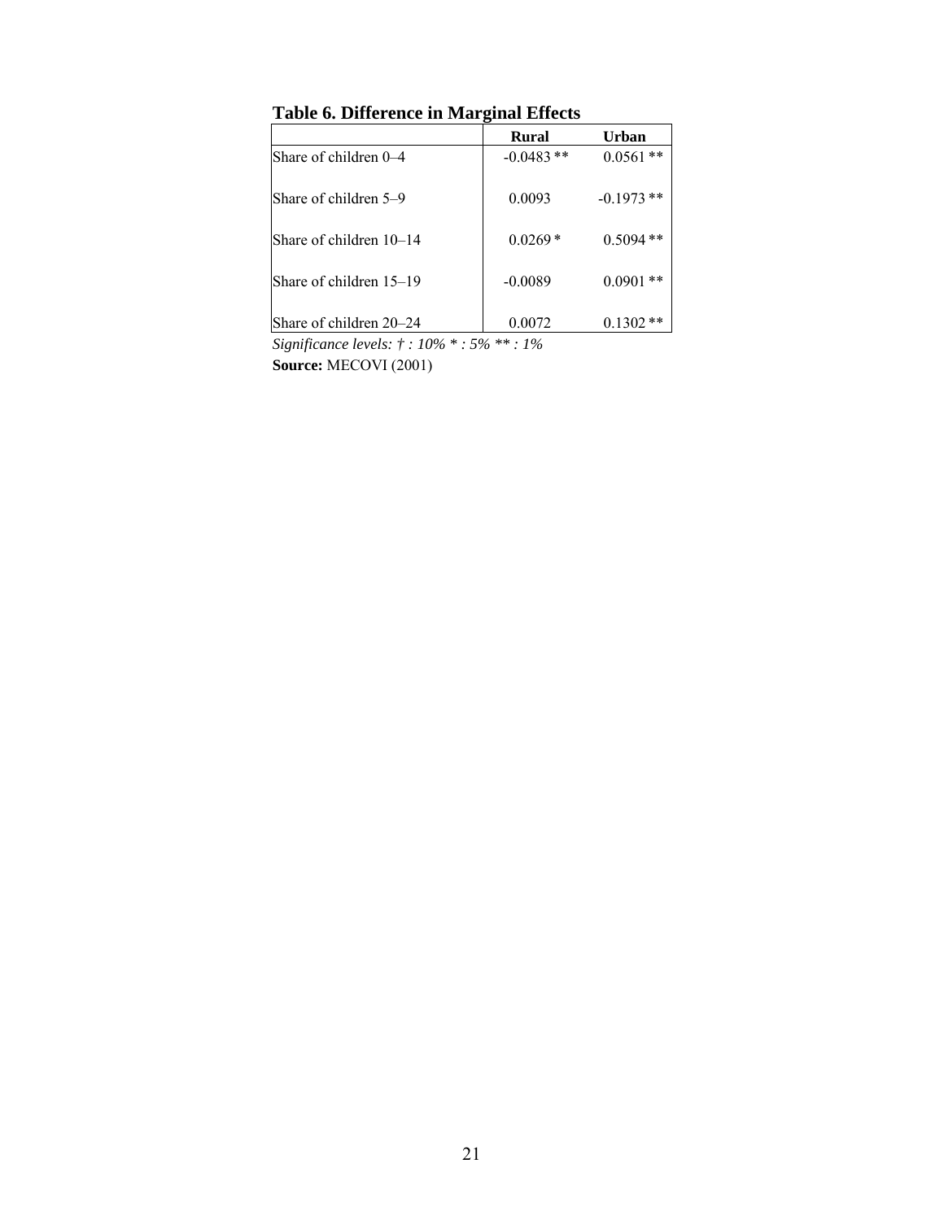**Table 6. Difference in Marginal Effects**

| | Rural | Urban |
|---|---|---|
| Share of children 0–4 | -0.0483 ** | 0.0561 ** |
| Share of children 5–9 | 0.0093 | -0.1973 ** |
| Share of children 10–14 | 0.0269 * | 0.5094 ** |
| Share of children 15–19 | -0.0089 | 0.0901 ** |
| Share of children 20–24 | 0.0072 | 0.1302 ** |

*Significance levels: † : 10% * : 5% ** : 1%*

**Source:** MECOVI (2001)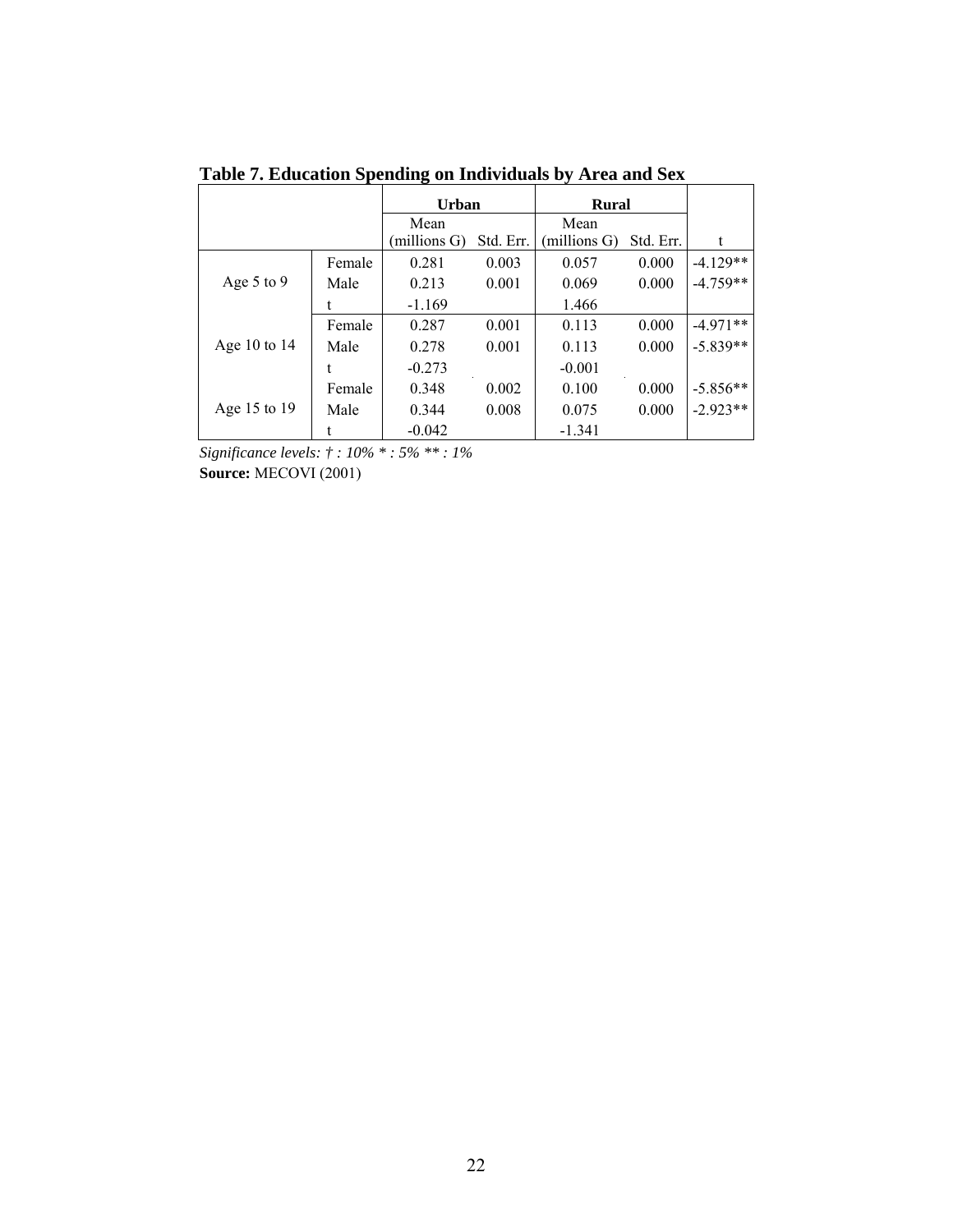**Table 7. Education Spending on Individuals by Area and Sex**

| | | Urban | | Rural | | |
|---|---|---|---|---|---|---|
| | | Mean (millions G) | Std. Err. | Mean (millions G) | Std. Err. | t |
| Age 5 to 9 | Female | 0.281 | 0.003 | 0.057 | 0.000 | -4.129** |
| | Male | 0.213 | 0.001 | 0.069 | 0.000 | -4.759** |
| | t | -1.169 | | 1.466 | | |
| Age 10 to 14 | Female | 0.287 | 0.001 | 0.113 | 0.000 | -4.971** |
| | Male | 0.278 | 0.001 | 0.113 | 0.000 | -5.839** |
| | t | -0.273 | | -0.001 | | |
| Age 15 to 19 | Female | 0.348 | 0.002 | 0.100 | 0.000 | -5.856** |
| | Male | 0.344 | 0.008 | 0.075 | 0.000 | -2.923** |
| | t | -0.042 | | -1.341 | | |

*Significance levels: † : 10% * : 5% ** : 1%*

**Source:** MECOVI (2001)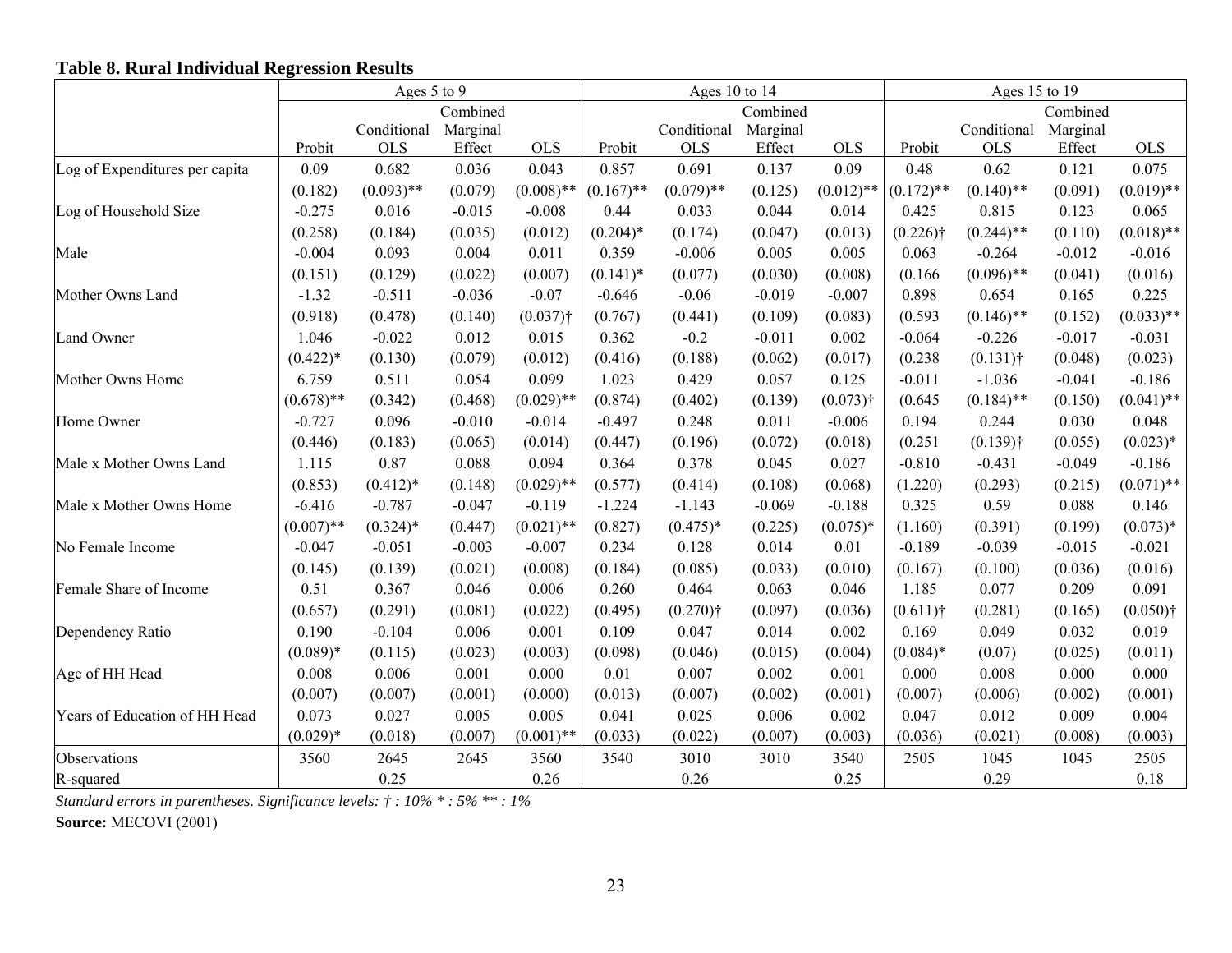**Table 8. Rural Individual Regression Results**

| | Ages 5 to 9 | | | | Ages 10 to 14 | | | | Ages 15 to 19 | | | |
|---|---|---|---|---|---|---|---|---|---|---|---|---|
| | Probit | Conditional OLS | Combined Marginal Effect | OLS | Probit | Conditional OLS | Combined Marginal Effect | OLS | Probit | Conditional OLS | Combined Marginal Effect | OLS |
| Log of Expenditures per capita | 0.09 | 0.682 | 0.036 | 0.043 | 0.857 | 0.691 | 0.137 | 0.09 | 0.48 | 0.62 | 0.121 | 0.075 |
| | (0.182) | (0.093)** | (0.079) | (0.008)** | (0.167)** | (0.079)** | (0.125) | (0.012)** | (0.172)** | (0.140)** | (0.091) | (0.019)** |
| Log of Household Size | -0.275 | 0.016 | -0.015 | -0.008 | 0.44 | 0.033 | 0.044 | 0.014 | 0.425 | 0.815 | 0.123 | 0.065 |
| | (0.258) | (0.184) | (0.035) | (0.012) | (0.204)* | (0.174) | (0.047) | (0.013) | (0.226)† | (0.244)** | (0.110) | (0.018)** |
| Male | -0.004 | 0.093 | 0.004 | 0.011 | 0.359 | -0.006 | 0.005 | 0.005 | 0.063 | -0.264 | -0.012 | -0.016 |
| | (0.151) | (0.129) | (0.022) | (0.007) | (0.141)* | (0.077) | (0.030) | (0.008) | (0.166 | (0.096)** | (0.041) | (0.016) |
| Mother Owns Land | -1.32 | -0.511 | -0.036 | -0.07 | -0.646 | -0.06 | -0.019 | -0.007 | 0.898 | 0.654 | 0.165 | 0.225 |
| | (0.918) | (0.478) | (0.140) | (0.037)† | (0.767) | (0.441) | (0.109) | (0.083) | (0.593 | (0.146)** | (0.152) | (0.033)** |
| Land Owner | 1.046 | -0.022 | 0.012 | 0.015 | 0.362 | -0.2 | -0.011 | 0.002 | -0.064 | -0.226 | -0.017 | -0.031 |
| | (0.422)* | (0.130) | (0.079) | (0.012) | (0.416) | (0.188) | (0.062) | (0.017) | (0.238 | (0.131)† | (0.048) | (0.023) |
| Mother Owns Home | 6.759 | 0.511 | 0.054 | 0.099 | 1.023 | 0.429 | 0.057 | 0.125 | -0.011 | -1.036 | -0.041 | -0.186 |
| | (0.678)** | (0.342) | (0.468) | (0.029)** | (0.874) | (0.402) | (0.139) | (0.073)† | (0.645 | (0.184)** | (0.150) | (0.041)** |
| Home Owner | -0.727 | 0.096 | -0.010 | -0.014 | -0.497 | 0.248 | 0.011 | -0.006 | 0.194 | 0.244 | 0.030 | 0.048 |
| | (0.446) | (0.183) | (0.065) | (0.014) | (0.447) | (0.196) | (0.072) | (0.018) | (0.251 | (0.139)† | (0.055) | (0.023)* |
| Male x Mother Owns Land | 1.115 | 0.87 | 0.088 | 0.094 | 0.364 | 0.378 | 0.045 | 0.027 | -0.810 | -0.431 | -0.049 | -0.186 |
| | (0.853) | (0.412)* | (0.148) | (0.029)** | (0.577) | (0.414) | (0.108) | (0.068) | (1.220) | (0.293) | (0.215) | (0.071)** |
| Male x Mother Owns Home | -6.416 | -0.787 | -0.047 | -0.119 | -1.224 | -1.143 | -0.069 | -0.188 | 0.325 | 0.59 | 0.088 | 0.146 |
| | (0.007)** | (0.324)* | (0.447) | (0.021)** | (0.827) | (0.475)* | (0.225) | (0.075)* | (1.160) | (0.391) | (0.199) | (0.073)* |
| No Female Income | -0.047 | -0.051 | -0.003 | -0.007 | 0.234 | 0.128 | 0.014 | 0.01 | -0.189 | -0.039 | -0.015 | -0.021 |
| | (0.145) | (0.139) | (0.021) | (0.008) | (0.184) | (0.085) | (0.033) | (0.010) | (0.167) | (0.100) | (0.036) | (0.016) |
| Female Share of Income | 0.51 | 0.367 | 0.046 | 0.006 | 0.260 | 0.464 | 0.063 | 0.046 | 1.185 | 0.077 | 0.209 | 0.091 |
| | (0.657) | (0.291) | (0.081) | (0.022) | (0.495) | (0.270)† | (0.097) | (0.036) | (0.611)† | (0.281) | (0.165) | (0.050)† |
| Dependency Ratio | 0.190 | -0.104 | 0.006 | 0.001 | 0.109 | 0.047 | 0.014 | 0.002 | 0.169 | 0.049 | 0.032 | 0.019 |
| | (0.089)* | (0.115) | (0.023) | (0.003) | (0.098) | (0.046) | (0.015) | (0.004) | (0.084)* | (0.07) | (0.025) | (0.011) |
| Age of HH Head | 0.008 | 0.006 | 0.001 | 0.000 | 0.01 | 0.007 | 0.002 | 0.001 | 0.000 | 0.008 | 0.000 | 0.000 |
| | (0.007) | (0.007) | (0.001) | (0.000) | (0.013) | (0.007) | (0.002) | (0.001) | (0.007) | (0.006) | (0.002) | (0.001) |
| Years of Education of HH Head | 0.073 | 0.027 | 0.005 | 0.005 | 0.041 | 0.025 | 0.006 | 0.002 | 0.047 | 0.012 | 0.009 | 0.004 |
| | (0.029)* | (0.018) | (0.007) | (0.001)** | (0.033) | (0.022) | (0.007) | (0.003) | (0.036) | (0.021) | (0.008) | (0.003) |
| Observations | 3560 | 2645 | 2645 | 3560 | 3540 | 3010 | 3010 | 3540 | 2505 | 1045 | 1045 | 2505 |
| R-squared | | 0.25 | | 0.26 | | 0.26 | | 0.25 | | 0.29 | | 0.18 |

*Standard errors in parentheses. Significance levels: † : 10% * : 5% ** : 1%*

**Source:** MECOVI (2001)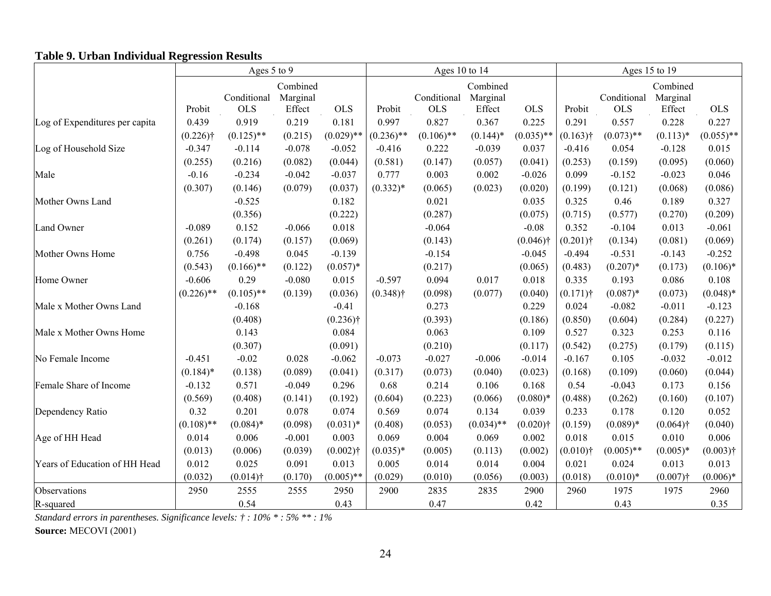**Table 9. Urban Individual Regression Results**

| | Ages 5 to 9 | | | | Ages 10 to 14 | | | | Ages 15 to 19 | | | |
|---|---|---|---|---|---|---|---|---|---|---|---|---|
| | Probit | Conditional OLS | Combined Marginal Effect | OLS | Probit | Conditional OLS | Combined Marginal Effect | OLS | Probit | Conditional OLS | Combined Marginal Effect | OLS |
| Log of Expenditures per capita | 0.439 | 0.919 | 0.219 | 0.181 | 0.997 | 0.827 | 0.367 | 0.225 | 0.291 | 0.557 | 0.228 | 0.227 |
| | (0.226)† | (0.125)** | (0.215) | (0.029)** | (0.236)** | (0.106)** | (0.144)* | (0.035)** | (0.163)† | (0.073)** | (0.113)* | (0.055)** |
| Log of Household Size | -0.347 | -0.114 | -0.078 | -0.052 | -0.416 | 0.222 | -0.039 | 0.037 | -0.416 | 0.054 | -0.128 | 0.015 |
| | (0.255) | (0.216) | (0.082) | (0.044) | (0.581) | (0.147) | (0.057) | (0.041) | (0.253) | (0.159) | (0.095) | (0.060) |
| Male | -0.16 | -0.234 | -0.042 | -0.037 | 0.777 | 0.003 | 0.002 | -0.026 | 0.099 | -0.152 | -0.023 | 0.046 |
| | (0.307) | (0.146) | (0.079) | (0.037) | (0.332)* | (0.065) | (0.023) | (0.020) | (0.199) | (0.121) | (0.068) | (0.086) |
| Mother Owns Land | | -0.525 | | 0.182 | | 0.021 | | 0.035 | 0.325 | 0.46 | 0.189 | 0.327 |
| | | (0.356) | | (0.222) | | (0.287) | | (0.075) | (0.715) | (0.577) | (0.270) | (0.209) |
| Land Owner | -0.089 | 0.152 | -0.066 | 0.018 | | -0.064 | | -0.08 | 0.352 | -0.104 | 0.013 | -0.061 |
| | (0.261) | (0.174) | (0.157) | (0.069) | | (0.143) | | (0.046)† | (0.201)† | (0.134) | (0.081) | (0.069) |
| Mother Owns Home | 0.756 | -0.498 | 0.045 | -0.139 | | -0.154 | | -0.045 | -0.494 | -0.531 | -0.143 | -0.252 |
| | (0.543) | (0.166)** | (0.122) | (0.057)* | | (0.217) | | (0.065) | (0.483) | (0.207)* | (0.173) | (0.106)* |
| Home Owner | -0.606 | 0.29 | -0.080 | 0.015 | -0.597 | 0.094 | 0.017 | 0.018 | 0.335 | 0.193 | 0.086 | 0.108 |
| | (0.226)** | (0.105)** | (0.139) | (0.036) | (0.348)† | (0.098) | (0.077) | (0.040) | (0.171)† | (0.087)* | (0.073) | (0.048)* |
| Male x Mother Owns Land | | -0.168 | | -0.41 | | 0.273 | | 0.229 | 0.024 | -0.082 | -0.011 | -0.123 |
| | | (0.408) | | (0.236)† | | (0.393) | | (0.186) | (0.850) | (0.604) | (0.284) | (0.227) |
| Male x Mother Owns Home | | 0.143 | | 0.084 | | 0.063 | | 0.109 | 0.527 | 0.323 | 0.253 | 0.116 |
| | | (0.307) | | (0.091) | | (0.210) | | (0.117) | (0.542) | (0.275) | (0.179) | (0.115) |
| No Female Income | -0.451 | -0.02 | 0.028 | -0.062 | -0.073 | -0.027 | -0.006 | -0.014 | -0.167 | 0.105 | -0.032 | -0.012 |
| | (0.184)* | (0.138) | (0.089) | (0.041) | (0.317) | (0.073) | (0.040) | (0.023) | (0.168) | (0.109) | (0.060) | (0.044) |
| Female Share of Income | -0.132 | 0.571 | -0.049 | 0.296 | 0.68 | 0.214 | 0.106 | 0.168 | 0.54 | -0.043 | 0.173 | 0.156 |
| | (0.569) | (0.408) | (0.141) | (0.192) | (0.604) | (0.223) | (0.066) | (0.080)* | (0.488) | (0.262) | (0.160) | (0.107) |
| Dependency Ratio | 0.32 | 0.201 | 0.078 | 0.074 | 0.569 | 0.074 | 0.134 | 0.039 | 0.233 | 0.178 | 0.120 | 0.052 |
| | (0.108)** | (0.084)* | (0.098) | (0.031)* | (0.408) | (0.053) | (0.034)** | (0.020)† | (0.159) | (0.089)* | (0.064)† | (0.040) |
| Age of HH Head | 0.014 | 0.006 | -0.001 | 0.003 | 0.069 | 0.004 | 0.069 | 0.002 | 0.018 | 0.015 | 0.010 | 0.006 |
| | (0.013) | (0.006) | (0.039) | (0.002)† | (0.035)* | (0.005) | (0.113) | (0.002) | (0.010)† | (0.005)** | (0.005)* | (0.003)† |
| Years of Education of HH Head | 0.012 | 0.025 | 0.091 | 0.013 | 0.005 | 0.014 | 0.014 | 0.004 | 0.021 | 0.024 | 0.013 | 0.013 |
| | (0.032) | (0.014)† | (0.170) | (0.005)** | (0.029) | (0.010) | (0.056) | (0.003) | (0.018) | (0.010)* | (0.007)† | (0.006)* |
| Observations | 2950 | 2555 | 2555 | 2950 | 2900 | 2835 | 2835 | 2900 | 2960 | 1975 | 1975 | 2960 |
| R-squared | | 0.54 | | 0.43 | | 0.47 | | 0.42 | | 0.43 | | 0.35 |

*Standard errors in parentheses. Significance levels: † : 10% * : 5% ** : 1%*

**Source:** MECOVI (2001)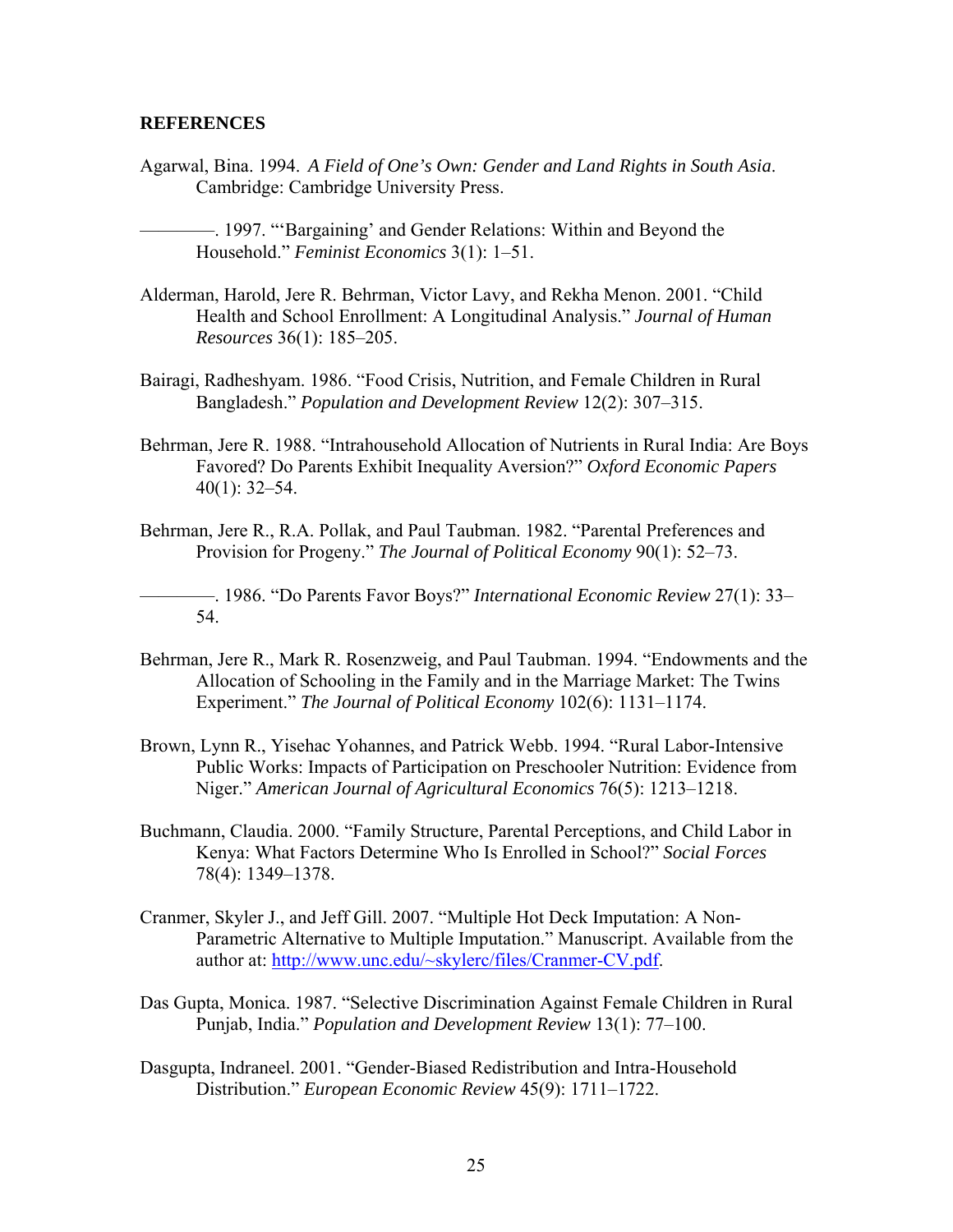## REFERENCES

Agarwal, Bina. 1994. *A Field of One's Own: Gender and Land Rights in South Asia*. Cambridge: Cambridge University Press.

————. 1997. "'Bargaining' and Gender Relations: Within and Beyond the Household." *Feminist Economics* 3(1): 1–51.

Alderman, Harold, Jere R. Behrman, Victor Lavy, and Rekha Menon. 2001. "Child Health and School Enrollment: A Longitudinal Analysis." *Journal of Human Resources* 36(1): 185–205.

Bairagi, Radheshyam. 1986. "Food Crisis, Nutrition, and Female Children in Rural Bangladesh." *Population and Development Review* 12(2): 307–315.

Behrman, Jere R. 1988. "Intrahousehold Allocation of Nutrients in Rural India: Are Boys Favored? Do Parents Exhibit Inequality Aversion?" *Oxford Economic Papers* 40(1): 32–54.

Behrman, Jere R., R.A. Pollak, and Paul Taubman. 1982. "Parental Preferences and Provision for Progeny." *The Journal of Political Economy* 90(1): 52–73.

————. 1986. "Do Parents Favor Boys?" *International Economic Review* 27(1): 33–54.

Behrman, Jere R., Mark R. Rosenzweig, and Paul Taubman. 1994. "Endowments and the Allocation of Schooling in the Family and in the Marriage Market: The Twins Experiment." *The Journal of Political Economy* 102(6): 1131–1174.

Brown, Lynn R., Yisehac Yohannes, and Patrick Webb. 1994. "Rural Labor-Intensive Public Works: Impacts of Participation on Preschooler Nutrition: Evidence from Niger." *American Journal of Agricultural Economics* 76(5): 1213–1218.

Buchmann, Claudia. 2000. "Family Structure, Parental Perceptions, and Child Labor in Kenya: What Factors Determine Who Is Enrolled in School?" *Social Forces* 78(4): 1349–1378.

Cranmer, Skyler J., and Jeff Gill. 2007. "Multiple Hot Deck Imputation: A Non-Parametric Alternative to Multiple Imputation." Manuscript. Available from the author at: http://www.unc.edu/~skylerc/files/Cranmer-CV.pdf.

Das Gupta, Monica. 1987. "Selective Discrimination Against Female Children in Rural Punjab, India." *Population and Development Review* 13(1): 77–100.

Dasgupta, Indraneel. 2001. "Gender-Biased Redistribution and Intra-Household Distribution." *European Economic Review* 45(9): 1711–1722.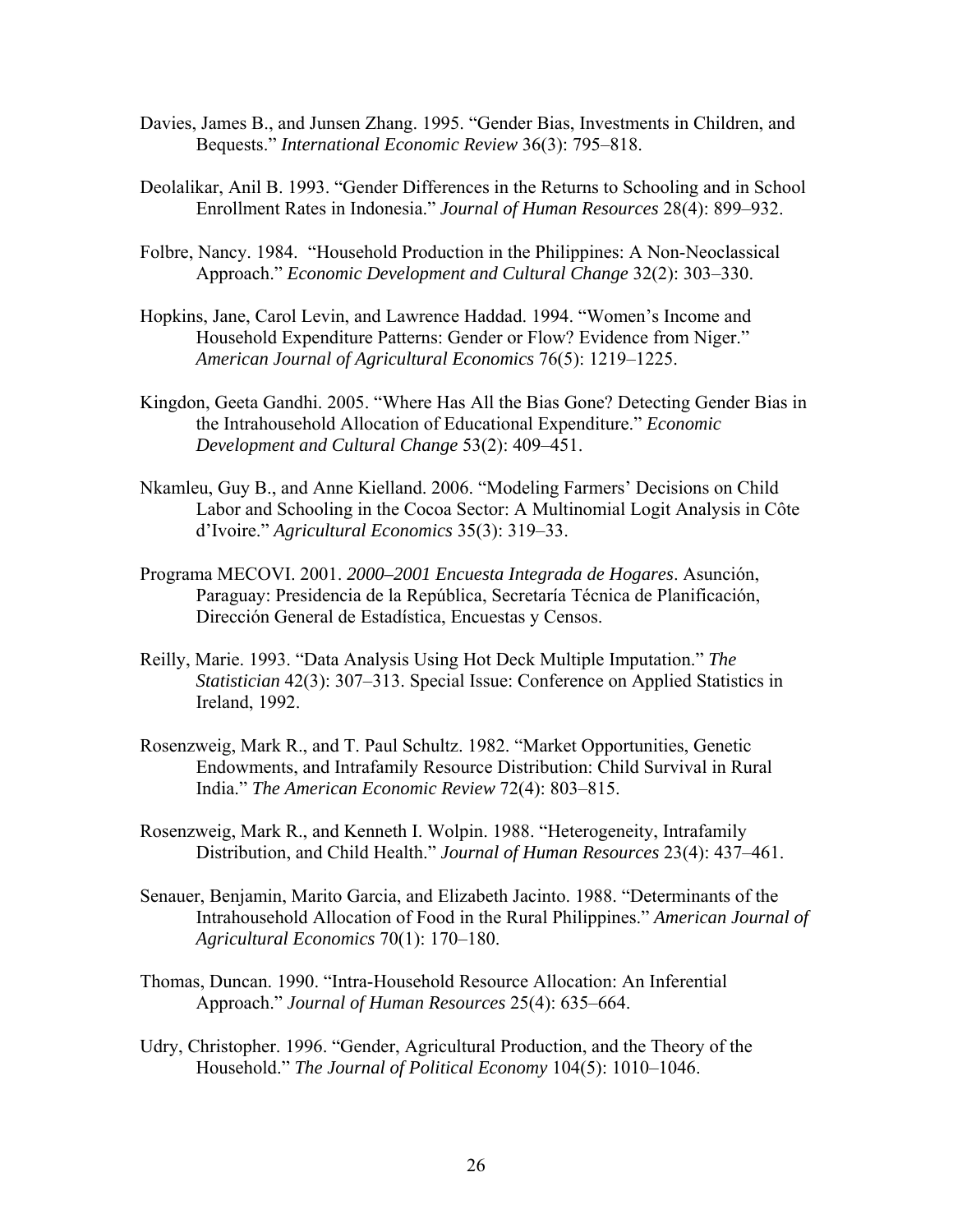Davies, James B., and Junsen Zhang. 1995. "Gender Bias, Investments in Children, and Bequests." *International Economic Review* 36(3): 795–818.

Deolalikar, Anil B. 1993. "Gender Differences in the Returns to Schooling and in School Enrollment Rates in Indonesia." *Journal of Human Resources* 28(4): 899–932.

Folbre, Nancy. 1984. "Household Production in the Philippines: A Non-Neoclassical Approach." *Economic Development and Cultural Change* 32(2): 303–330.

Hopkins, Jane, Carol Levin, and Lawrence Haddad. 1994. "Women's Income and Household Expenditure Patterns: Gender or Flow? Evidence from Niger." *American Journal of Agricultural Economics* 76(5): 1219–1225.

Kingdon, Geeta Gandhi. 2005. "Where Has All the Bias Gone? Detecting Gender Bias in the Intrahousehold Allocation of Educational Expenditure." *Economic Development and Cultural Change* 53(2): 409–451.

Nkamleu, Guy B., and Anne Kielland. 2006. "Modeling Farmers' Decisions on Child Labor and Schooling in the Cocoa Sector: A Multinomial Logit Analysis in Côte d'Ivoire." *Agricultural Economics* 35(3): 319–33.

Programa MECOVI. 2001. *2000–2001 Encuesta Integrada de Hogares*. Asunción, Paraguay: Presidencia de la República, Secretaría Técnica de Planificación, Dirección General de Estadística, Encuestas y Censos.

Reilly, Marie. 1993. "Data Analysis Using Hot Deck Multiple Imputation." *The Statistician* 42(3): 307–313. Special Issue: Conference on Applied Statistics in Ireland, 1992.

Rosenzweig, Mark R., and T. Paul Schultz. 1982. "Market Opportunities, Genetic Endowments, and Intrafamily Resource Distribution: Child Survival in Rural India." *The American Economic Review* 72(4): 803–815.

Rosenzweig, Mark R., and Kenneth I. Wolpin. 1988. "Heterogeneity, Intrafamily Distribution, and Child Health." *Journal of Human Resources* 23(4): 437–461.

Senauer, Benjamin, Marito Garcia, and Elizabeth Jacinto. 1988. "Determinants of the Intrahousehold Allocation of Food in the Rural Philippines." *American Journal of Agricultural Economics* 70(1): 170–180.

Thomas, Duncan. 1990. "Intra-Household Resource Allocation: An Inferential Approach." *Journal of Human Resources* 25(4): 635–664.

Udry, Christopher. 1996. "Gender, Agricultural Production, and the Theory of the Household." *The Journal of Political Economy* 104(5): 1010–1046.